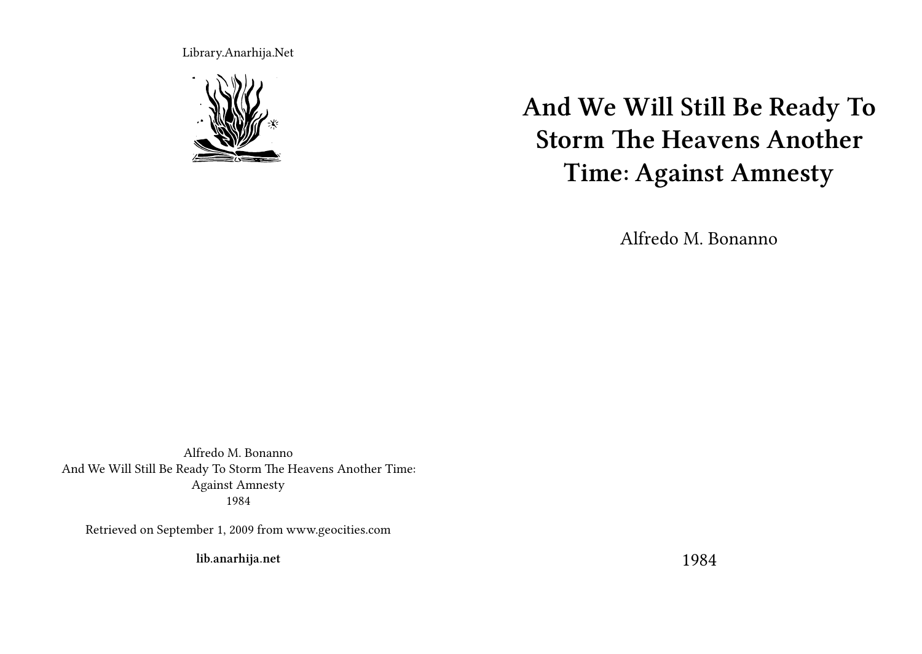Library.Anarhija.Net

# And We Will Still Be Ready To Storm The Heavens Another Time: Against Amnesty

Alfredo M. Bonanno

1984

Alfredo M. Bonanno
And We Will Still Be Ready To Storm The Heavens Another Time: Against Amnesty
1984

Retrieved on September 1, 2009 from www.geocities.com

**lib.anarhija.net**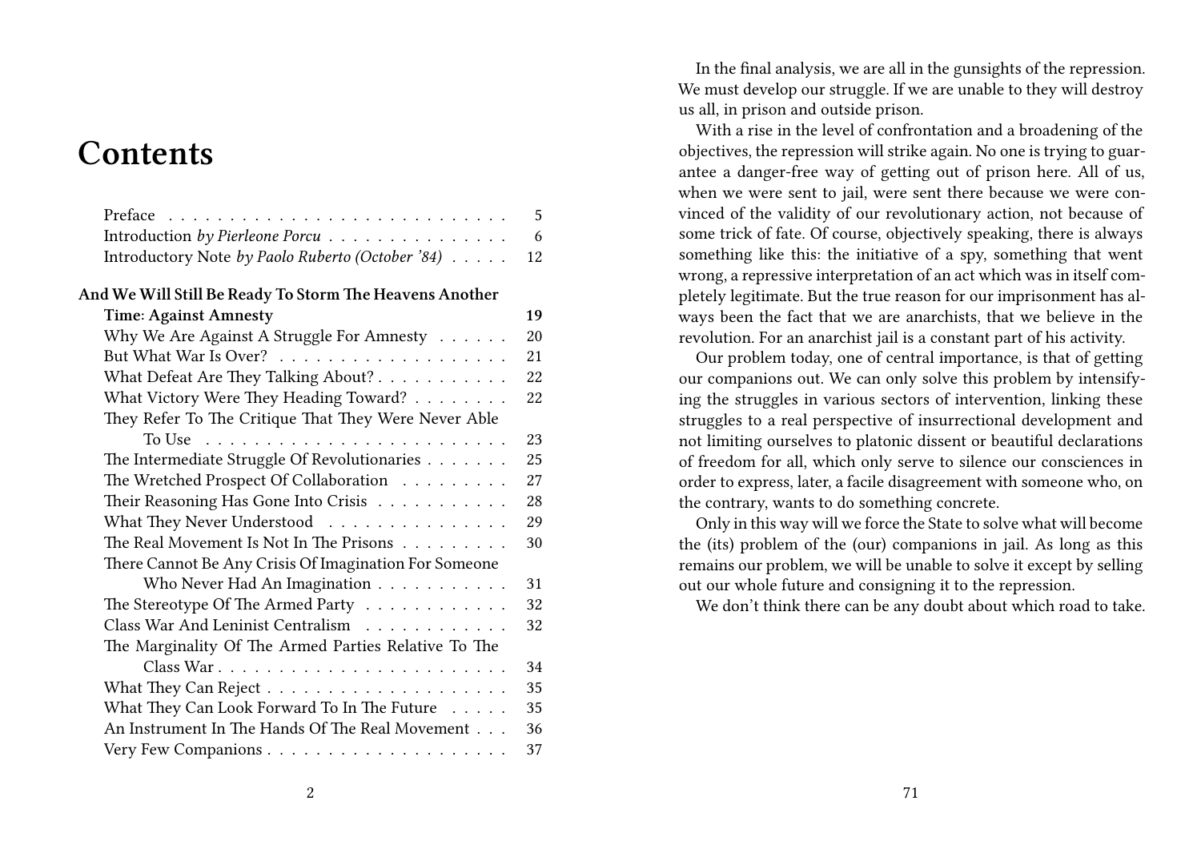# Contents

- Preface 5
- Introduction *by Pierleone Porcu* 6
- Introductory Note *by Paolo Ruberto (October '84)* 12

**And We Will Still Be Ready To Storm The Heavens Another Time: Against Amnesty 19**

- Why We Are Against A Struggle For Amnesty 20
- But What War Is Over? 21
- What Defeat Are They Talking About? 22
- What Victory Were They Heading Toward? 22
- They Refer To The Critique That They Were Never Able To Use 23
- The Intermediate Struggle Of Revolutionaries 25
- The Wretched Prospect Of Collaboration 27
- Their Reasoning Has Gone Into Crisis 28
- What They Never Understood 29
- The Real Movement Is Not In The Prisons 30
- There Cannot Be Any Crisis Of Imagination For Someone Who Never Had An Imagination 31
- The Stereotype Of The Armed Party 32
- Class War And Leninist Centralism 32
- The Marginality Of The Armed Parties Relative To The Class War 34
- What They Can Reject 35
- What They Can Look Forward To In The Future 35
- An Instrument In The Hands Of The Real Movement 36
- Very Few Companions 37

In the final analysis, we are all in the gunsights of the repression. We must develop our struggle. If we are unable to they will destroy us all, in prison and outside prison.

With a rise in the level of confrontation and a broadening of the objectives, the repression will strike again. No one is trying to guarantee a danger-free way of getting out of prison here. All of us, when we were sent to jail, were sent there because we were convinced of the validity of our revolutionary action, not because of some trick of fate. Of course, objectively speaking, there is always something like this: the initiative of a spy, something that went wrong, a repressive interpretation of an act which was in itself completely legitimate. But the true reason for our imprisonment has always been the fact that we are anarchists, that we believe in the revolution. For an anarchist jail is a constant part of his activity.

Our problem today, one of central importance, is that of getting our companions out. We can only solve this problem by intensifying the struggles in various sectors of intervention, linking these struggles to a real perspective of insurrectional development and not limiting ourselves to platonic dissent or beautiful declarations of freedom for all, which only serve to silence our consciences in order to express, later, a facile disagreement with someone who, on the contrary, wants to do something concrete.

Only in this way will we force the State to solve what will become the (its) problem of the (our) companions in jail. As long as this remains our problem, we will be unable to solve it except by selling out our whole future and consigning it to the repression.

We don't think there can be any doubt about which road to take.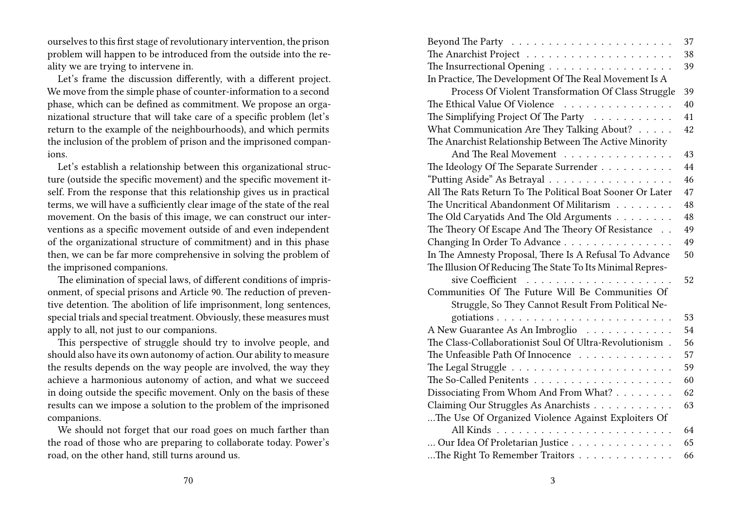ourselves to this first stage of revolutionary intervention, the prison problem will happen to be introduced from the outside into the reality we are trying to intervene in.

Let's frame the discussion differently, with a different project. We move from the simple phase of counter-information to a second phase, which can be defined as commitment. We propose an organizational structure that will take care of a specific problem (let's return to the example of the neighbourhoods), and which permits the inclusion of the problem of prison and the imprisoned companions.

Let's establish a relationship between this organizational structure (outside the specific movement) and the specific movement itself. From the response that this relationship gives us in practical terms, we will have a sufficiently clear image of the state of the real movement. On the basis of this image, we can construct our interventions as a specific movement outside of and even independent of the organizational structure of commitment) and in this phase then, we can be far more comprehensive in solving the problem of the imprisoned companions.

The elimination of special laws, of different conditions of imprisonment, of special prisons and Article 90. The reduction of preventive detention. The abolition of life imprisonment, long sentences, special trials and special treatment. Obviously, these measures must apply to all, not just to our companions.

This perspective of struggle should try to involve people, and should also have its own autonomy of action. Our ability to measure the results depends on the way people are involved, the way they achieve a harmonious autonomy of action, and what we succeed in doing outside the specific movement. Only on the basis of these results can we impose a solution to the problem of the imprisoned companions.

We should not forget that our road goes on much farther than the road of those who are preparing to collaborate today. Power's road, on the other hand, still turns around us.

- Beyond The Party . . . 37
- The Anarchist Project . . . 38
- The Insurrectional Opening . . . 39
- In Practice, The Development Of The Real Movement Is A Process Of Violent Transformation Of Class Struggle . . . 39
- The Ethical Value Of Violence . . . 40
- The Simplifying Project Of The Party . . . 41
- What Communication Are They Talking About? . . . 42
- The Anarchist Relationship Between The Active Minority And The Real Movement . . . 43
- The Ideology Of The Separate Surrender . . . 44
- "Putting Aside" As Betrayal . . . 46
- All The Rats Return To The Political Boat Sooner Or Later . . . 47
- The Uncritical Abandonment Of Militarism . . . 48
- The Old Caryatids And The Old Arguments . . . 48
- The Theory Of Escape And The Theory Of Resistance . . . 49
- Changing In Order To Advance . . . 49
- In The Amnesty Proposal, There Is A Refusal To Advance . . . 50
- The Illusion Of Reducing The State To Its Minimal Repressive Coefficient . . . 52
- Communities Of The Future Will Be Communities Of Struggle, So They Cannot Result From Political Negotiations . . . 53
- A New Guarantee As An Imbroglio . . . 54
- The Class-Collaborationist Soul Of Ultra-Revolutionism . . . 56
- The Unfeasible Path Of Innocence . . . 57
- The Legal Struggle . . . 59
- The So-Called Penitents . . . 60
- Dissociating From Whom And From What? . . . 62
- Claiming Our Struggles As Anarchists . . . 63
- …The Use Of Organized Violence Against Exploiters Of All Kinds . . . 64
- … Our Idea Of Proletarian Justice . . . 65
- …The Right To Remember Traitors . . . 66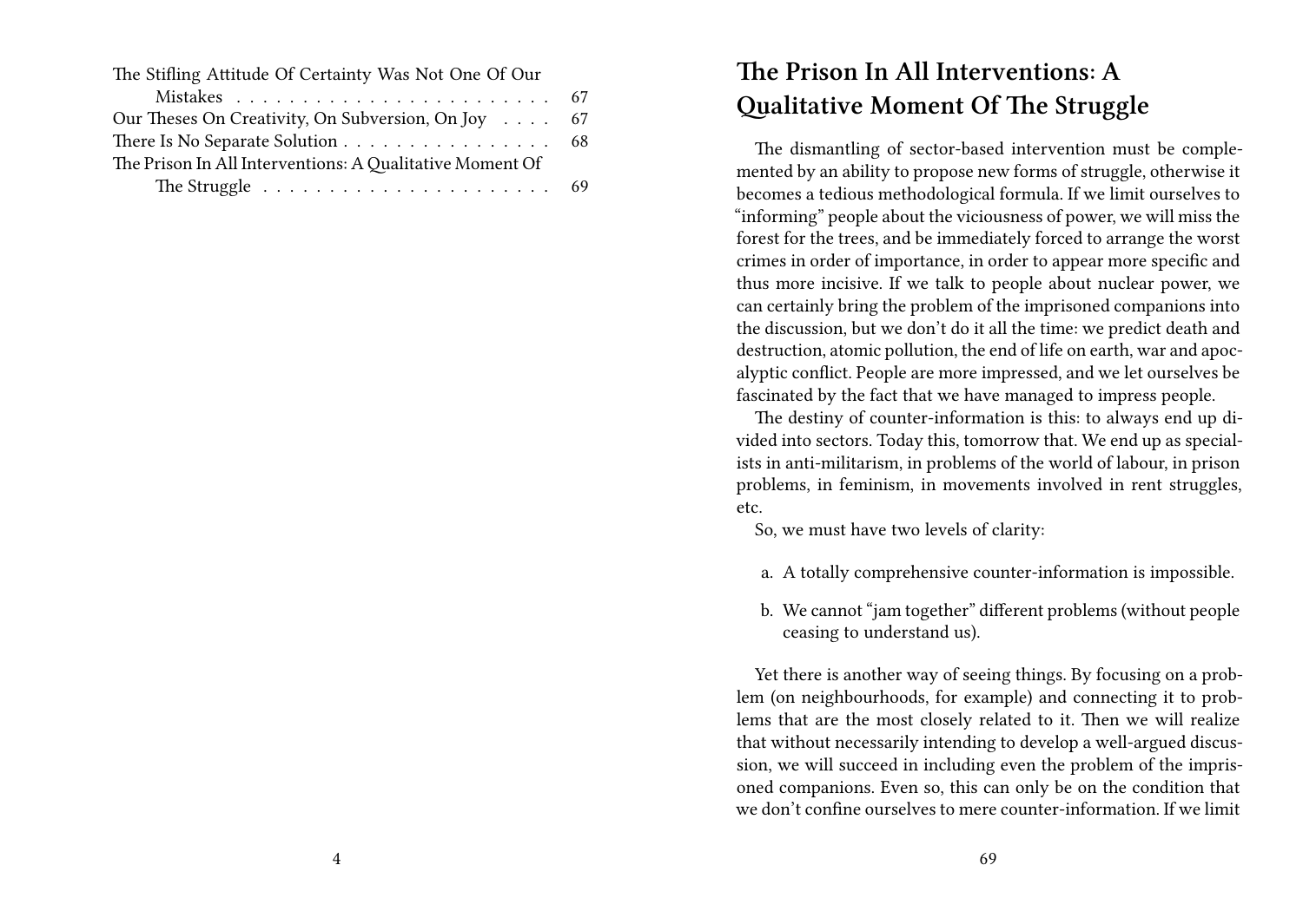The Stifling Attitude Of Certainty Was Not One Of Our Mistakes . . . . . . . . . . 67
Our Theses On Creativity, On Subversion, On Joy . . . . 67
There Is No Separate Solution . . . . . . . . . . . . . . . . 68
The Prison In All Interventions: A Qualitative Moment Of The Struggle . . . . . . . . . . 69

## The Prison In All Interventions: A Qualitative Moment Of The Struggle

The dismantling of sector-based intervention must be complemented by an ability to propose new forms of struggle, otherwise it becomes a tedious methodological formula. If we limit ourselves to "informing" people about the viciousness of power, we will miss the forest for the trees, and be immediately forced to arrange the worst crimes in order of importance, in order to appear more specific and thus more incisive. If we talk to people about nuclear power, we can certainly bring the problem of the imprisoned companions into the discussion, but we don't do it all the time: we predict death and destruction, atomic pollution, the end of life on earth, war and apocalyptic conflict. People are more impressed, and we let ourselves be fascinated by the fact that we have managed to impress people.

The destiny of counter-information is this: to always end up divided into sectors. Today this, tomorrow that. We end up as specialists in anti-militarism, in problems of the world of labour, in prison problems, in feminism, in movements involved in rent struggles, etc.

So, we must have two levels of clarity:

a. A totally comprehensive counter-information is impossible.
b. We cannot "jam together" different problems (without people ceasing to understand us).

Yet there is another way of seeing things. By focusing on a problem (on neighbourhoods, for example) and connecting it to problems that are the most closely related to it. Then we will realize that without necessarily intending to develop a well-argued discussion, we will succeed in including even the problem of the imprisoned companions. Even so, this can only be on the condition that we don't confine ourselves to mere counter-information. If we limit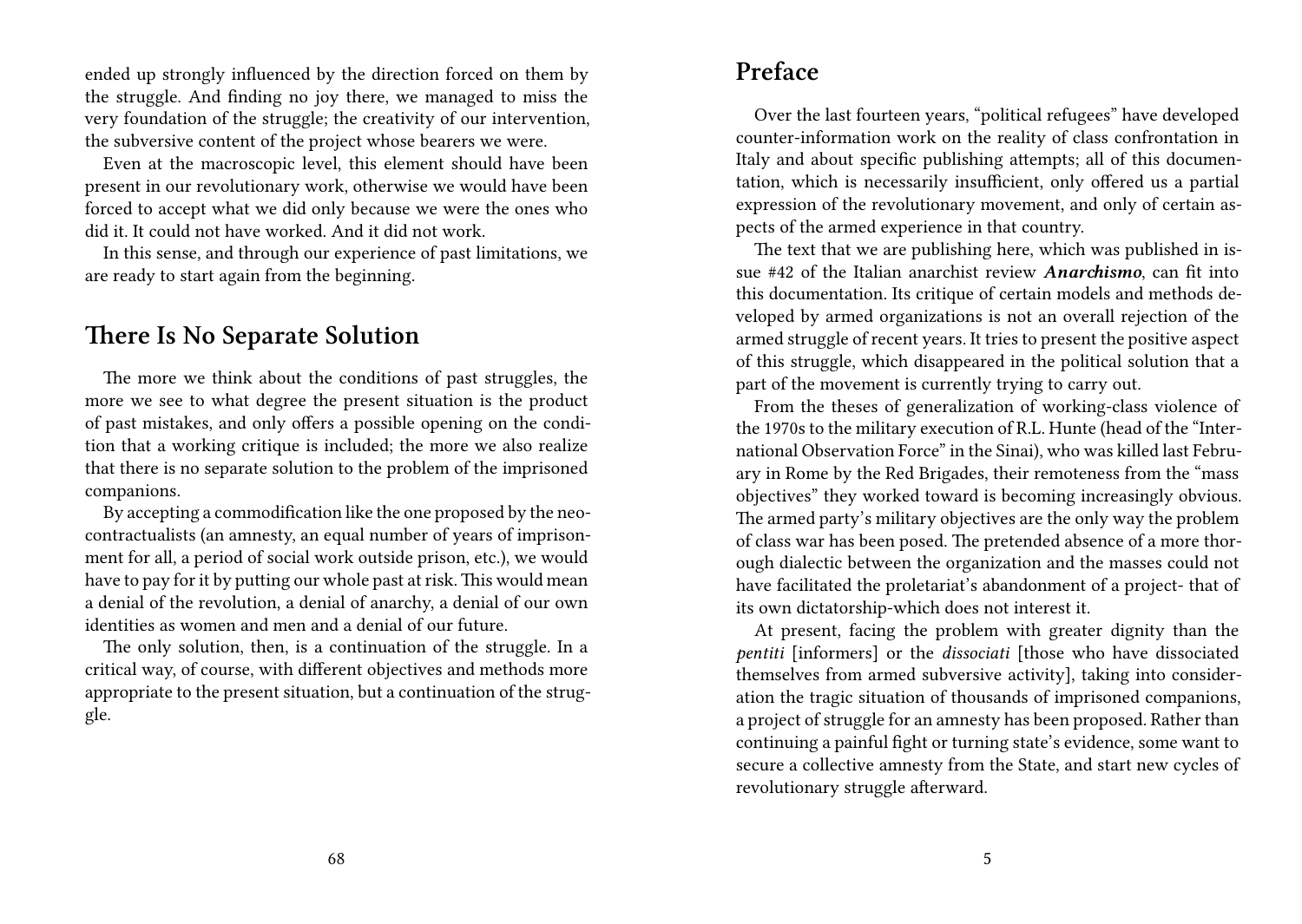ended up strongly influenced by the direction forced on them by the struggle. And finding no joy there, we managed to miss the very foundation of the struggle; the creativity of our intervention, the subversive content of the project whose bearers we were.

Even at the macroscopic level, this element should have been present in our revolutionary work, otherwise we would have been forced to accept what we did only because we were the ones who did it. It could not have worked. And it did not work.

In this sense, and through our experience of past limitations, we are ready to start again from the beginning.

## There Is No Separate Solution

The more we think about the conditions of past struggles, the more we see to what degree the present situation is the product of past mistakes, and only offers a possible opening on the condition that a working critique is included; the more we also realize that there is no separate solution to the problem of the imprisoned companions.

By accepting a commodification like the one proposed by the neo-contractualists (an amnesty, an equal number of years of imprisonment for all, a period of social work outside prison, etc.), we would have to pay for it by putting our whole past at risk. This would mean a denial of the revolution, a denial of anarchy, a denial of our own identities as women and men and a denial of our future.

The only solution, then, is a continuation of the struggle. In a critical way, of course, with different objectives and methods more appropriate to the present situation, but a continuation of the struggle.

## Preface

Over the last fourteen years, "political refugees" have developed counter-information work on the reality of class confrontation in Italy and about specific publishing attempts; all of this documentation, which is necessarily insufficient, only offered us a partial expression of the revolutionary movement, and only of certain aspects of the armed experience in that country.

The text that we are publishing here, which was published in issue #42 of the Italian anarchist review ***Anarchismo***, can fit into this documentation. Its critique of certain models and methods developed by armed organizations is not an overall rejection of the armed struggle of recent years. It tries to present the positive aspect of this struggle, which disappeared in the political solution that a part of the movement is currently trying to carry out.

From the theses of generalization of working-class violence of the 1970s to the military execution of R.L. Hunte (head of the "International Observation Force" in the Sinai), who was killed last February in Rome by the Red Brigades, their remoteness from the "mass objectives" they worked toward is becoming increasingly obvious. The armed party's military objectives are the only way the problem of class war has been posed. The pretended absence of a more thorough dialectic between the organization and the masses could not have facilitated the proletariat's abandonment of a project- that of its own dictatorship-which does not interest it.

At present, facing the problem with greater dignity than the *pentiti* [informers] or the *dissociati* [those who have dissociated themselves from armed subversive activity], taking into consideration the tragic situation of thousands of imprisoned companions, a project of struggle for an amnesty has been proposed. Rather than continuing a painful fight or turning state's evidence, some want to secure a collective amnesty from the State, and start new cycles of revolutionary struggle afterward.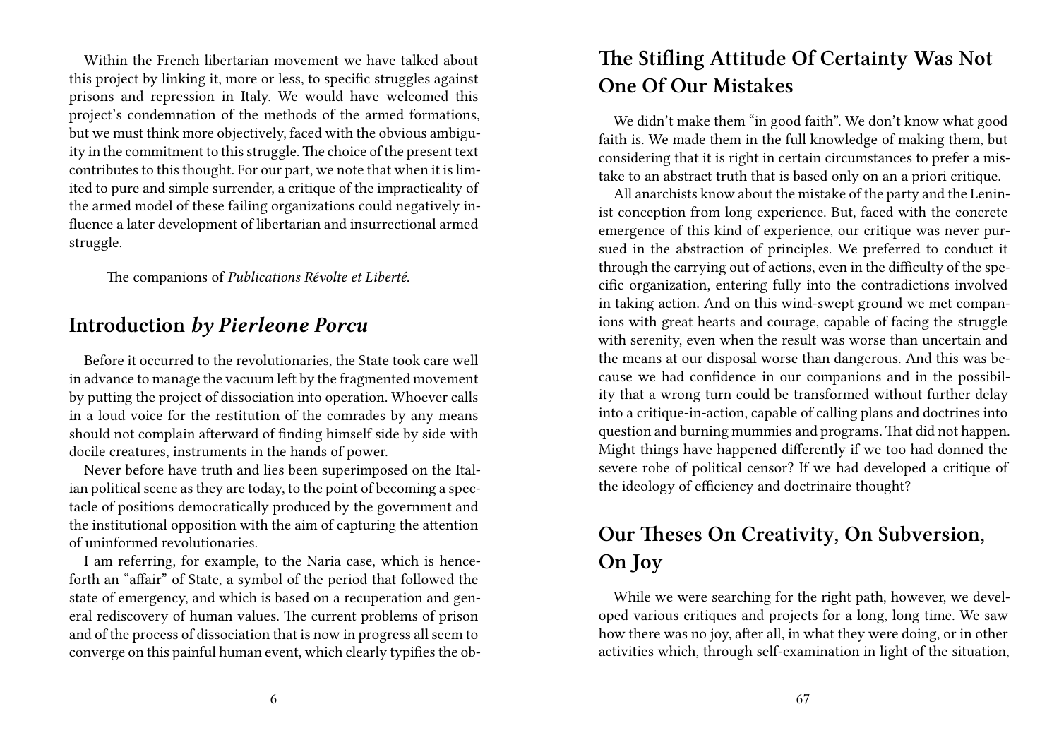Within the French libertarian movement we have talked about this project by linking it, more or less, to specific struggles against prisons and repression in Italy. We would have welcomed this project's condemnation of the methods of the armed formations, but we must think more objectively, faced with the obvious ambiguity in the commitment to this struggle. The choice of the present text contributes to this thought. For our part, we note that when it is limited to pure and simple surrender, a critique of the impracticality of the armed model of these failing organizations could negatively influence a later development of libertarian and insurrectional armed struggle.

The companions of *Publications Révolte et Liberté.*

## Introduction *by Pierleone Porcu*

Before it occurred to the revolutionaries, the State took care well in advance to manage the vacuum left by the fragmented movement by putting the project of dissociation into operation. Whoever calls in a loud voice for the restitution of the comrades by any means should not complain afterward of finding himself side by side with docile creatures, instruments in the hands of power.

Never before have truth and lies been superimposed on the Italian political scene as they are today, to the point of becoming a spectacle of positions democratically produced by the government and the institutional opposition with the aim of capturing the attention of uninformed revolutionaries.

I am referring, for example, to the Naria case, which is henceforth an "affair" of State, a symbol of the period that followed the state of emergency, and which is based on a recuperation and general rediscovery of human values. The current problems of prison and of the process of dissociation that is now in progress all seem to converge on this painful human event, which clearly typifies the ob-

## The Stifling Attitude Of Certainty Was Not One Of Our Mistakes

We didn't make them "in good faith". We don't know what good faith is. We made them in the full knowledge of making them, but considering that it is right in certain circumstances to prefer a mistake to an abstract truth that is based only on an a priori critique.

All anarchists know about the mistake of the party and the Leninist conception from long experience. But, faced with the concrete emergence of this kind of experience, our critique was never pursued in the abstraction of principles. We preferred to conduct it through the carrying out of actions, even in the difficulty of the specific organization, entering fully into the contradictions involved in taking action. And on this wind-swept ground we met companions with great hearts and courage, capable of facing the struggle with serenity, even when the result was worse than uncertain and the means at our disposal worse than dangerous. And this was because we had confidence in our companions and in the possibility that a wrong turn could be transformed without further delay into a critique-in-action, capable of calling plans and doctrines into question and burning mummies and programs. That did not happen. Might things have happened differently if we too had donned the severe robe of political censor? If we had developed a critique of the ideology of efficiency and doctrinaire thought?

## Our Theses On Creativity, On Subversion, On Joy

While we were searching for the right path, however, we developed various critiques and projects for a long, long time. We saw how there was no joy, after all, in what they were doing, or in other activities which, through self-examination in light of the situation,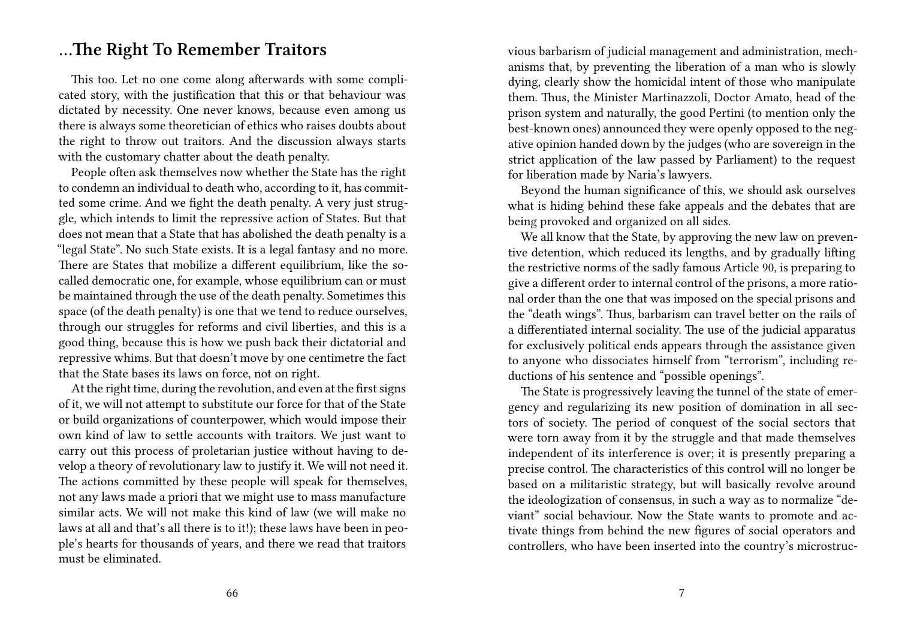## ...The Right To Remember Traitors

This too. Let no one come along afterwards with some complicated story, with the justification that this or that behaviour was dictated by necessity. One never knows, because even among us there is always some theoretician of ethics who raises doubts about the right to throw out traitors. And the discussion always starts with the customary chatter about the death penalty.

People often ask themselves now whether the State has the right to condemn an individual to death who, according to it, has committed some crime. And we fight the death penalty. A very just struggle, which intends to limit the repressive action of States. But that does not mean that a State that has abolished the death penalty is a "legal State". No such State exists. It is a legal fantasy and no more. There are States that mobilize a different equilibrium, like the so-called democratic one, for example, whose equilibrium can or must be maintained through the use of the death penalty. Sometimes this space (of the death penalty) is one that we tend to reduce ourselves, through our struggles for reforms and civil liberties, and this is a good thing, because this is how we push back their dictatorial and repressive whims. But that doesn't move by one centimetre the fact that the State bases its laws on force, not on right.

At the right time, during the revolution, and even at the first signs of it, we will not attempt to substitute our force for that of the State or build organizations of counterpower, which would impose their own kind of law to settle accounts with traitors. We just want to carry out this process of proletarian justice without having to develop a theory of revolutionary law to justify it. We will not need it. The actions committed by these people will speak for themselves, not any laws made a priori that we might use to mass manufacture similar acts. We will not make this kind of law (we will make no laws at all and that's all there is to it!); these laws have been in people's hearts for thousands of years, and there we read that traitors must be eliminated.

vious barbarism of judicial management and administration, mechanisms that, by preventing the liberation of a man who is slowly dying, clearly show the homicidal intent of those who manipulate them. Thus, the Minister Martinazzoli, Doctor Amato, head of the prison system and naturally, the good Pertini (to mention only the best-known ones) announced they were openly opposed to the negative opinion handed down by the judges (who are sovereign in the strict application of the law passed by Parliament) to the request for liberation made by Naria's lawyers.

Beyond the human significance of this, we should ask ourselves what is hiding behind these fake appeals and the debates that are being provoked and organized on all sides.

We all know that the State, by approving the new law on preventive detention, which reduced its lengths, and by gradually lifting the restrictive norms of the sadly famous Article 90, is preparing to give a different order to internal control of the prisons, a more rational order than the one that was imposed on the special prisons and the "death wings". Thus, barbarism can travel better on the rails of a differentiated internal sociality. The use of the judicial apparatus for exclusively political ends appears through the assistance given to anyone who dissociates himself from "terrorism", including reductions of his sentence and "possible openings".

The State is progressively leaving the tunnel of the state of emergency and regularizing its new position of domination in all sectors of society. The period of conquest of the social sectors that were torn away from it by the struggle and that made themselves independent of its interference is over; it is presently preparing a precise control. The characteristics of this control will no longer be based on a militaristic strategy, but will basically revolve around the ideologization of consensus, in such a way as to normalize "deviant" social behaviour. Now the State wants to promote and activate things from behind the new figures of social operators and controllers, who have been inserted into the country's microstruc-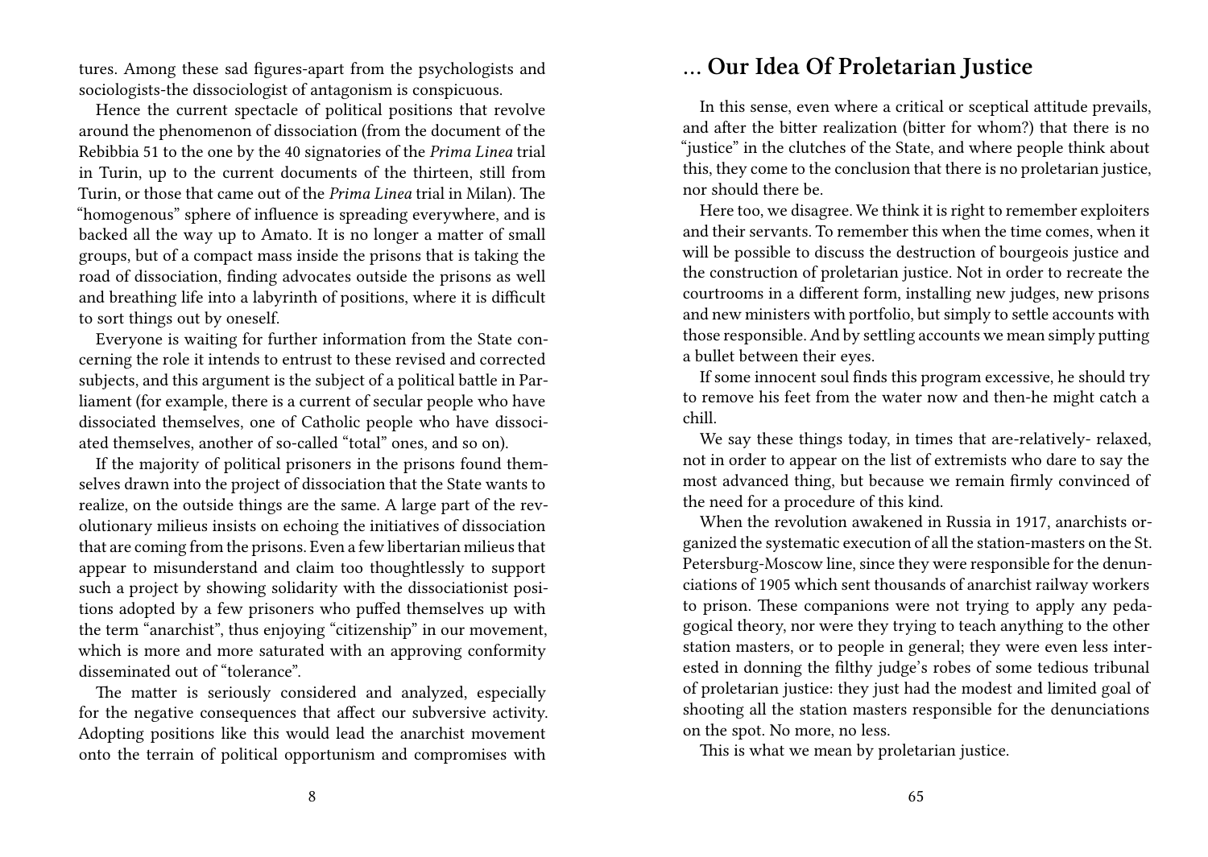tures. Among these sad figures-apart from the psychologists and sociologists-the dissociologist of antagonism is conspicuous.

Hence the current spectacle of political positions that revolve around the phenomenon of dissociation (from the document of the Rebibbia 51 to the one by the 40 signatories of the *Prima Linea* trial in Turin, up to the current documents of the thirteen, still from Turin, or those that came out of the *Prima Linea* trial in Milan). The "homogenous" sphere of influence is spreading everywhere, and is backed all the way up to Amato. It is no longer a matter of small groups, but of a compact mass inside the prisons that is taking the road of dissociation, finding advocates outside the prisons as well and breathing life into a labyrinth of positions, where it is difficult to sort things out by oneself.

Everyone is waiting for further information from the State concerning the role it intends to entrust to these revised and corrected subjects, and this argument is the subject of a political battle in Parliament (for example, there is a current of secular people who have dissociated themselves, one of Catholic people who have dissociated themselves, another of so-called "total" ones, and so on).

If the majority of political prisoners in the prisons found themselves drawn into the project of dissociation that the State wants to realize, on the outside things are the same. A large part of the revolutionary milieus insists on echoing the initiatives of dissociation that are coming from the prisons. Even a few libertarian milieus that appear to misunderstand and claim too thoughtlessly to support such a project by showing solidarity with the dissociationist positions adopted by a few prisoners who puffed themselves up with the term "anarchist", thus enjoying "citizenship" in our movement, which is more and more saturated with an approving conformity disseminated out of "tolerance".

The matter is seriously considered and analyzed, especially for the negative consequences that affect our subversive activity. Adopting positions like this would lead the anarchist movement onto the terrain of political opportunism and compromises with

## … Our Idea Of Proletarian Justice

In this sense, even where a critical or sceptical attitude prevails, and after the bitter realization (bitter for whom?) that there is no "justice" in the clutches of the State, and where people think about this, they come to the conclusion that there is no proletarian justice, nor should there be.

Here too, we disagree. We think it is right to remember exploiters and their servants. To remember this when the time comes, when it will be possible to discuss the destruction of bourgeois justice and the construction of proletarian justice. Not in order to recreate the courtrooms in a different form, installing new judges, new prisons and new ministers with portfolio, but simply to settle accounts with those responsible. And by settling accounts we mean simply putting a bullet between their eyes.

If some innocent soul finds this program excessive, he should try to remove his feet from the water now and then-he might catch a chill.

We say these things today, in times that are-relatively- relaxed, not in order to appear on the list of extremists who dare to say the most advanced thing, but because we remain firmly convinced of the need for a procedure of this kind.

When the revolution awakened in Russia in 1917, anarchists organized the systematic execution of all the station-masters on the St. Petersburg-Moscow line, since they were responsible for the denunciations of 1905 which sent thousands of anarchist railway workers to prison. These companions were not trying to apply any pedagogical theory, nor were they trying to teach anything to the other station masters, or to people in general; they were even less interested in donning the filthy judge's robes of some tedious tribunal of proletarian justice: they just had the modest and limited goal of shooting all the station masters responsible for the denunciations on the spot. No more, no less.

This is what we mean by proletarian justice.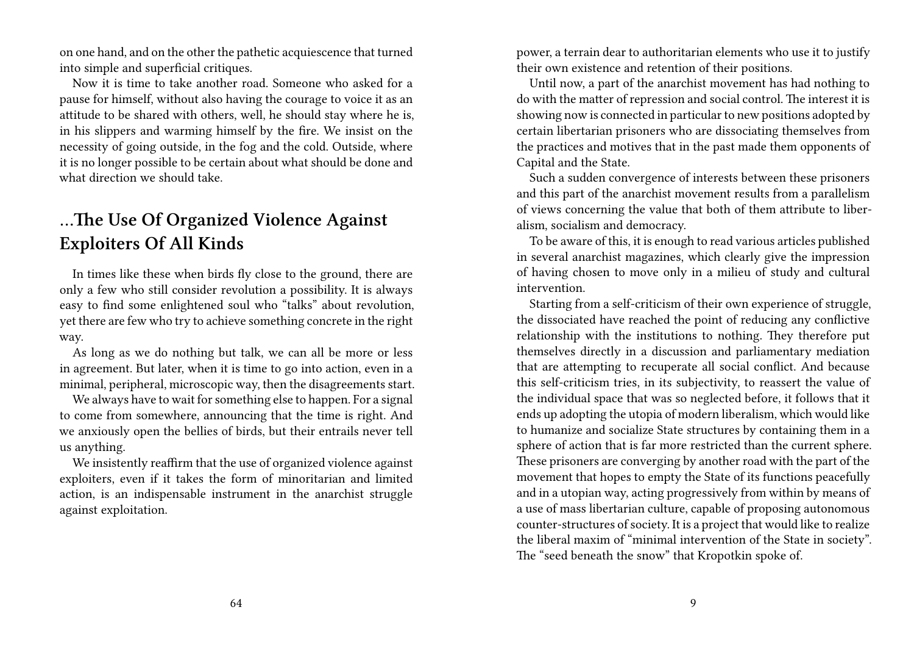on one hand, and on the other the pathetic acquiescence that turned into simple and superficial critiques.

Now it is time to take another road. Someone who asked for a pause for himself, without also having the courage to voice it as an attitude to be shared with others, well, he should stay where he is, in his slippers and warming himself by the fire. We insist on the necessity of going outside, in the fog and the cold. Outside, where it is no longer possible to be certain about what should be done and what direction we should take.

## …The Use Of Organized Violence Against Exploiters Of All Kinds

In times like these when birds fly close to the ground, there are only a few who still consider revolution a possibility. It is always easy to find some enlightened soul who "talks" about revolution, yet there are few who try to achieve something concrete in the right way.

As long as we do nothing but talk, we can all be more or less in agreement. But later, when it is time to go into action, even in a minimal, peripheral, microscopic way, then the disagreements start.

We always have to wait for something else to happen. For a signal to come from somewhere, announcing that the time is right. And we anxiously open the bellies of birds, but their entrails never tell us anything.

We insistently reaffirm that the use of organized violence against exploiters, even if it takes the form of minoritarian and limited action, is an indispensable instrument in the anarchist struggle against exploitation.

power, a terrain dear to authoritarian elements who use it to justify their own existence and retention of their positions.

Until now, a part of the anarchist movement has had nothing to do with the matter of repression and social control. The interest it is showing now is connected in particular to new positions adopted by certain libertarian prisoners who are dissociating themselves from the practices and motives that in the past made them opponents of Capital and the State.

Such a sudden convergence of interests between these prisoners and this part of the anarchist movement results from a parallelism of views concerning the value that both of them attribute to liberalism, socialism and democracy.

To be aware of this, it is enough to read various articles published in several anarchist magazines, which clearly give the impression of having chosen to move only in a milieu of study and cultural intervention.

Starting from a self-criticism of their own experience of struggle, the dissociated have reached the point of reducing any conflictive relationship with the institutions to nothing. They therefore put themselves directly in a discussion and parliamentary mediation that are attempting to recuperate all social conflict. And because this self-criticism tries, in its subjectivity, to reassert the value of the individual space that was so neglected before, it follows that it ends up adopting the utopia of modern liberalism, which would like to humanize and socialize State structures by containing them in a sphere of action that is far more restricted than the current sphere. These prisoners are converging by another road with the part of the movement that hopes to empty the State of its functions peacefully and in a utopian way, acting progressively from within by means of a use of mass libertarian culture, capable of proposing autonomous counter-structures of society. It is a project that would like to realize the liberal maxim of "minimal intervention of the State in society". The "seed beneath the snow" that Kropotkin spoke of.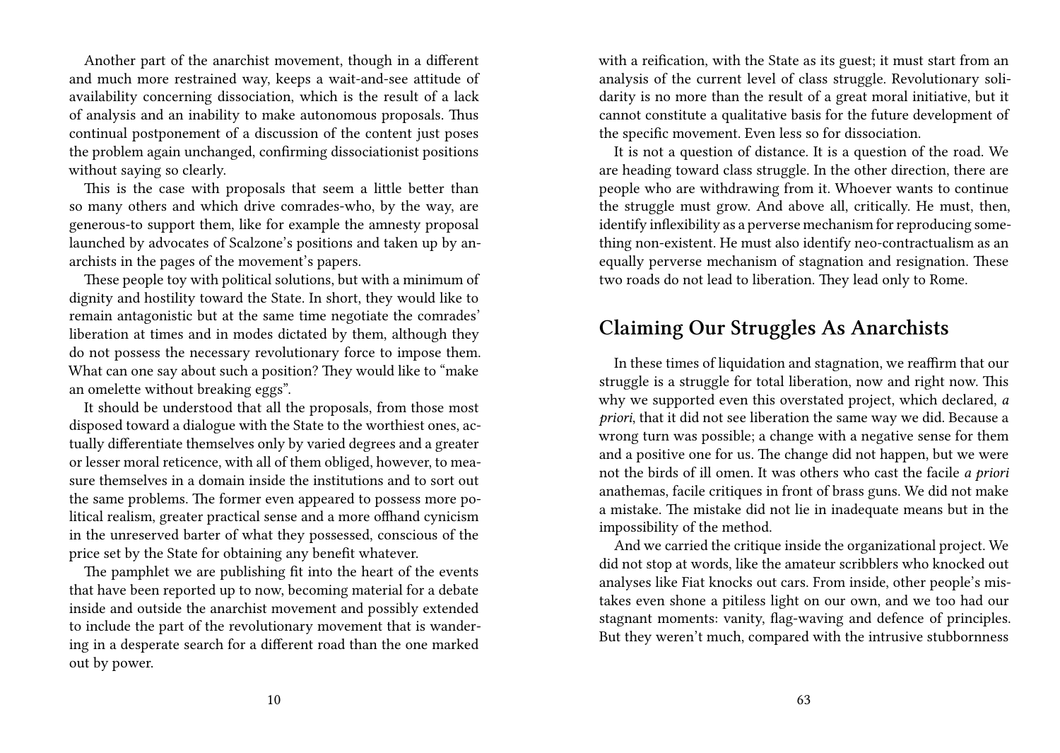Another part of the anarchist movement, though in a different and much more restrained way, keeps a wait-and-see attitude of availability concerning dissociation, which is the result of a lack of analysis and an inability to make autonomous proposals. Thus continual postponement of a discussion of the content just poses the problem again unchanged, confirming dissociationist positions without saying so clearly.

This is the case with proposals that seem a little better than so many others and which drive comrades-who, by the way, are generous-to support them, like for example the amnesty proposal launched by advocates of Scalzone's positions and taken up by anarchists in the pages of the movement's papers.

These people toy with political solutions, but with a minimum of dignity and hostility toward the State. In short, they would like to remain antagonistic but at the same time negotiate the comrades' liberation at times and in modes dictated by them, although they do not possess the necessary revolutionary force to impose them. What can one say about such a position? They would like to "make an omelette without breaking eggs".

It should be understood that all the proposals, from those most disposed toward a dialogue with the State to the worthiest ones, actually differentiate themselves only by varied degrees and a greater or lesser moral reticence, with all of them obliged, however, to measure themselves in a domain inside the institutions and to sort out the same problems. The former even appeared to possess more political realism, greater practical sense and a more offhand cynicism in the unreserved barter of what they possessed, conscious of the price set by the State for obtaining any benefit whatever.

The pamphlet we are publishing fit into the heart of the events that have been reported up to now, becoming material for a debate inside and outside the anarchist movement and possibly extended to include the part of the revolutionary movement that is wandering in a desperate search for a different road than the one marked out by power.

with a reification, with the State as its guest; it must start from an analysis of the current level of class struggle. Revolutionary solidarity is no more than the result of a great moral initiative, but it cannot constitute a qualitative basis for the future development of the specific movement. Even less so for dissociation.

It is not a question of distance. It is a question of the road. We are heading toward class struggle. In the other direction, there are people who are withdrawing from it. Whoever wants to continue the struggle must grow. And above all, critically. He must, then, identify inflexibility as a perverse mechanism for reproducing something non-existent. He must also identify neo-contractualism as an equally perverse mechanism of stagnation and resignation. These two roads do not lead to liberation. They lead only to Rome.

## Claiming Our Struggles As Anarchists

In these times of liquidation and stagnation, we reaffirm that our struggle is a struggle for total liberation, now and right now. This why we supported even this overstated project, which declared, *a priori*, that it did not see liberation the same way we did. Because a wrong turn was possible; a change with a negative sense for them and a positive one for us. The change did not happen, but we were not the birds of ill omen. It was others who cast the facile *a priori* anathemas, facile critiques in front of brass guns. We did not make a mistake. The mistake did not lie in inadequate means but in the impossibility of the method.

And we carried the critique inside the organizational project. We did not stop at words, like the amateur scribblers who knocked out analyses like Fiat knocks out cars. From inside, other people's mistakes even shone a pitiless light on our own, and we too had our stagnant moments: vanity, flag-waving and defence of principles. But they weren't much, compared with the intrusive stubbornness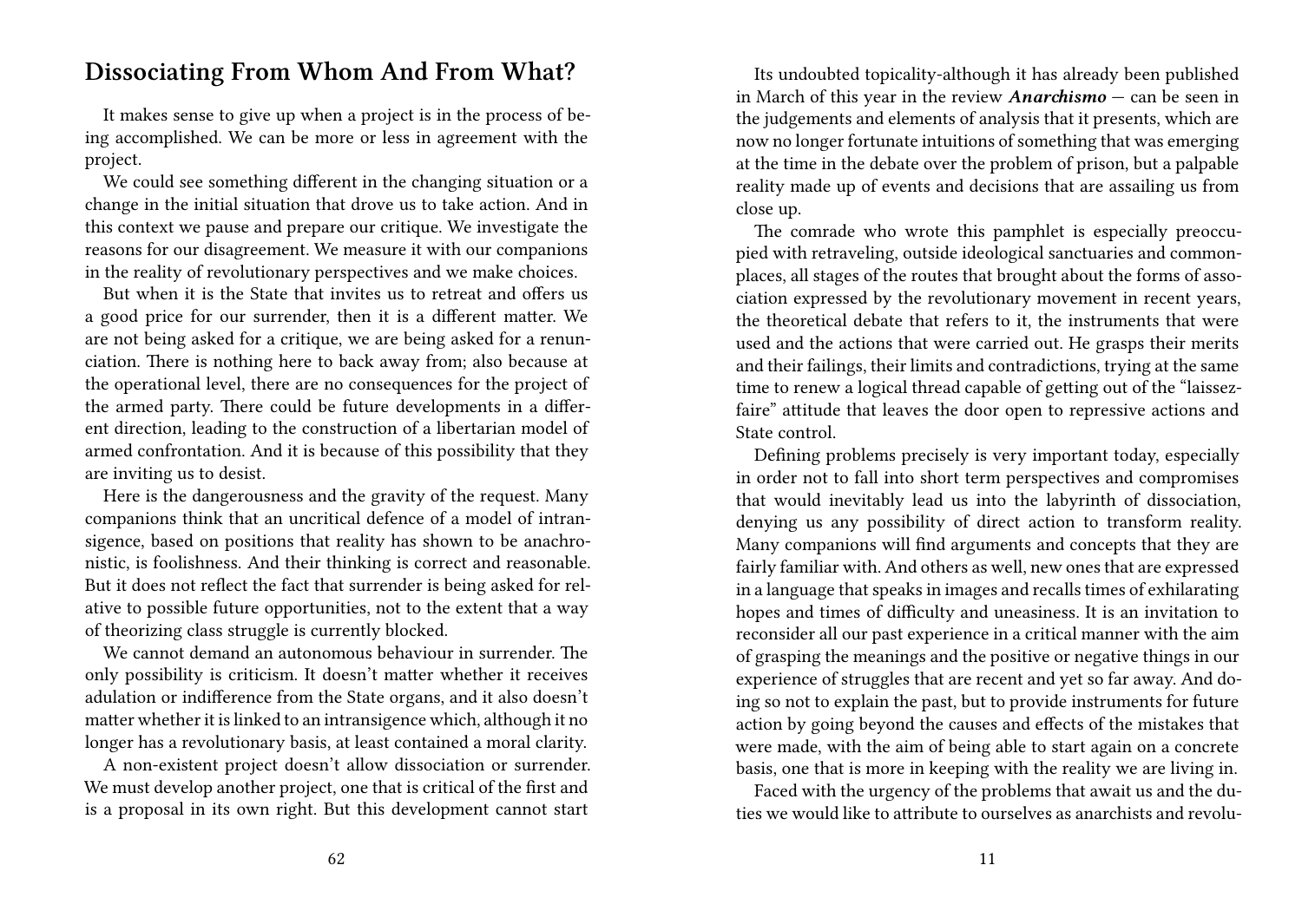## Dissociating From Whom And From What?

It makes sense to give up when a project is in the process of being accomplished. We can be more or less in agreement with the project.

We could see something different in the changing situation or a change in the initial situation that drove us to take action. And in this context we pause and prepare our critique. We investigate the reasons for our disagreement. We measure it with our companions in the reality of revolutionary perspectives and we make choices.

But when it is the State that invites us to retreat and offers us a good price for our surrender, then it is a different matter. We are not being asked for a critique, we are being asked for a renunciation. There is nothing here to back away from; also because at the operational level, there are no consequences for the project of the armed party. There could be future developments in a different direction, leading to the construction of a libertarian model of armed confrontation. And it is because of this possibility that they are inviting us to desist.

Here is the dangerousness and the gravity of the request. Many companions think that an uncritical defence of a model of intransigence, based on positions that reality has shown to be anachronistic, is foolishness. And their thinking is correct and reasonable. But it does not reflect the fact that surrender is being asked for relative to possible future opportunities, not to the extent that a way of theorizing class struggle is currently blocked.

We cannot demand an autonomous behaviour in surrender. The only possibility is criticism. It doesn't matter whether it receives adulation or indifference from the State organs, and it also doesn't matter whether it is linked to an intransigence which, although it no longer has a revolutionary basis, at least contained a moral clarity.

A non-existent project doesn't allow dissociation or surrender. We must develop another project, one that is critical of the first and is a proposal in its own right. But this development cannot start

Its undoubted topicality-although it has already been published in March of this year in the review ***Anarchismo*** — can be seen in the judgements and elements of analysis that it presents, which are now no longer fortunate intuitions of something that was emerging at the time in the debate over the problem of prison, but a palpable reality made up of events and decisions that are assailing us from close up.

The comrade who wrote this pamphlet is especially preoccupied with retraveling, outside ideological sanctuaries and commonplaces, all stages of the routes that brought about the forms of association expressed by the revolutionary movement in recent years, the theoretical debate that refers to it, the instruments that were used and the actions that were carried out. He grasps their merits and their failings, their limits and contradictions, trying at the same time to renew a logical thread capable of getting out of the "laissez-faire" attitude that leaves the door open to repressive actions and State control.

Defining problems precisely is very important today, especially in order not to fall into short term perspectives and compromises that would inevitably lead us into the labyrinth of dissociation, denying us any possibility of direct action to transform reality. Many companions will find arguments and concepts that they are fairly familiar with. And others as well, new ones that are expressed in a language that speaks in images and recalls times of exhilarating hopes and times of difficulty and uneasiness. It is an invitation to reconsider all our past experience in a critical manner with the aim of grasping the meanings and the positive or negative things in our experience of struggles that are recent and yet so far away. And doing so not to explain the past, but to provide instruments for future action by going beyond the causes and effects of the mistakes that were made, with the aim of being able to start again on a concrete basis, one that is more in keeping with the reality we are living in.

Faced with the urgency of the problems that await us and the duties we would like to attribute to ourselves as anarchists and revolu-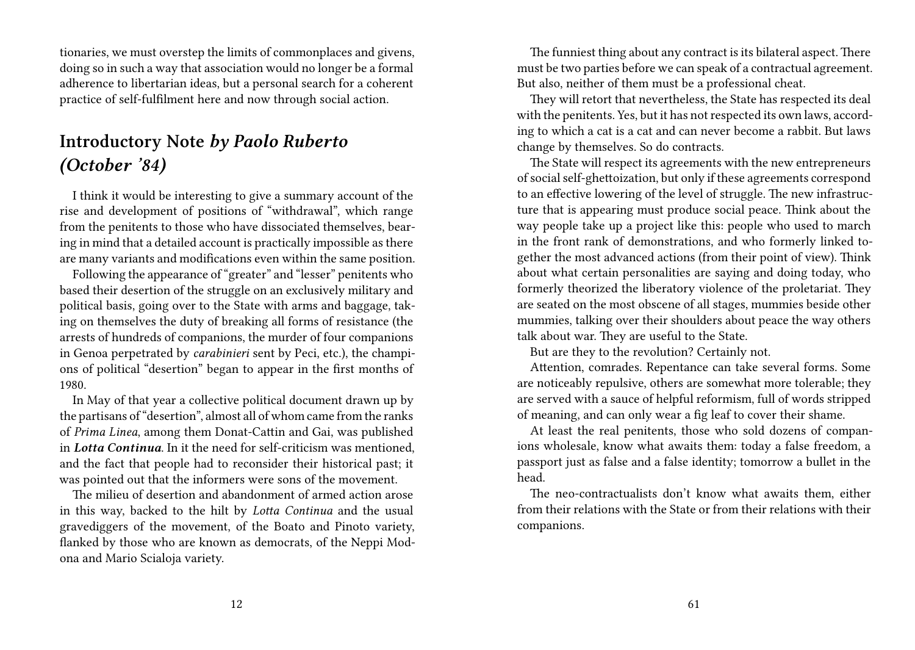tionaries, we must overstep the limits of commonplaces and givens, doing so in such a way that association would no longer be a formal adherence to libertarian ideas, but a personal search for a coherent practice of self-fulfilment here and now through social action.

## Introductory Note *by Paolo Ruberto (October '84)*

I think it would be interesting to give a summary account of the rise and development of positions of "withdrawal", which range from the penitents to those who have dissociated themselves, bearing in mind that a detailed account is practically impossible as there are many variants and modifications even within the same position.

Following the appearance of "greater" and "lesser" penitents who based their desertion of the struggle on an exclusively military and political basis, going over to the State with arms and baggage, taking on themselves the duty of breaking all forms of resistance (the arrests of hundreds of companions, the murder of four companions in Genoa perpetrated by *carabinieri* sent by Peci, etc.), the champions of political "desertion" began to appear in the first months of 1980.

In May of that year a collective political document drawn up by the partisans of "desertion", almost all of whom came from the ranks of *Prima Linea*, among them Donat-Cattin and Gai, was published in ***Lotta Continua***. In it the need for self-criticism was mentioned, and the fact that people had to reconsider their historical past; it was pointed out that the informers were sons of the movement.

The milieu of desertion and abandonment of armed action arose in this way, backed to the hilt by *Lotta Continua* and the usual gravediggers of the movement, of the Boato and Pinoto variety, flanked by those who are known as democrats, of the Neppi Modona and Mario Scialoja variety.

The funniest thing about any contract is its bilateral aspect. There must be two parties before we can speak of a contractual agreement. But also, neither of them must be a professional cheat.

They will retort that nevertheless, the State has respected its deal with the penitents. Yes, but it has not respected its own laws, according to which a cat is a cat and can never become a rabbit. But laws change by themselves. So do contracts.

The State will respect its agreements with the new entrepreneurs of social self-ghettoization, but only if these agreements correspond to an effective lowering of the level of struggle. The new infrastructure that is appearing must produce social peace. Think about the way people take up a project like this: people who used to march in the front rank of demonstrations, and who formerly linked together the most advanced actions (from their point of view). Think about what certain personalities are saying and doing today, who formerly theorized the liberatory violence of the proletariat. They are seated on the most obscene of all stages, mummies beside other mummies, talking over their shoulders about peace the way others talk about war. They are useful to the State.

But are they to the revolution? Certainly not.

Attention, comrades. Repentance can take several forms. Some are noticeably repulsive, others are somewhat more tolerable; they are served with a sauce of helpful reformism, full of words stripped of meaning, and can only wear a fig leaf to cover their shame.

At least the real penitents, those who sold dozens of companions wholesale, know what awaits them: today a false freedom, a passport just as false and a false identity; tomorrow a bullet in the head.

The neo-contractualists don't know what awaits them, either from their relations with the State or from their relations with their companions.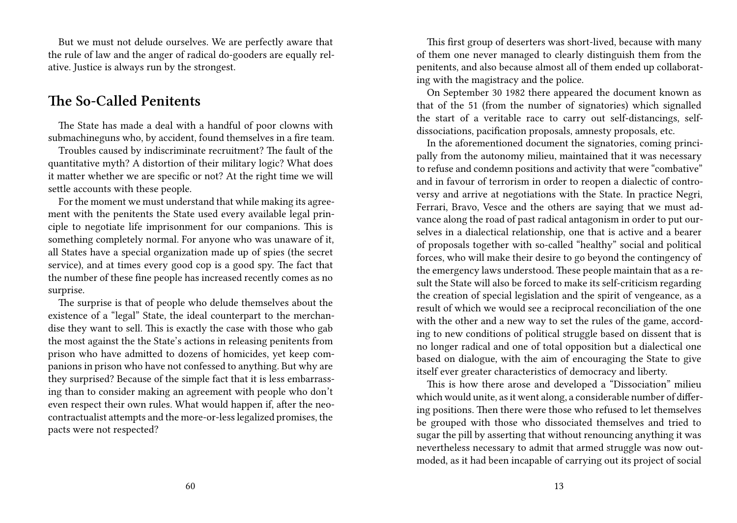But we must not delude ourselves. We are perfectly aware that the rule of law and the anger of radical do-gooders are equally relative. Justice is always run by the strongest.

## The So-Called Penitents

The State has made a deal with a handful of poor clowns with submachineguns who, by accident, found themselves in a fire team.

Troubles caused by indiscriminate recruitment? The fault of the quantitative myth? A distortion of their military logic? What does it matter whether we are specific or not? At the right time we will settle accounts with these people.

For the moment we must understand that while making its agreement with the penitents the State used every available legal principle to negotiate life imprisonment for our companions. This is something completely normal. For anyone who was unaware of it, all States have a special organization made up of spies (the secret service), and at times every good cop is a good spy. The fact that the number of these fine people has increased recently comes as no surprise.

The surprise is that of people who delude themselves about the existence of a "legal" State, the ideal counterpart to the merchandise they want to sell. This is exactly the case with those who gab the most against the the State's actions in releasing penitents from prison who have admitted to dozens of homicides, yet keep companions in prison who have not confessed to anything. But why are they surprised? Because of the simple fact that it is less embarrassing than to consider making an agreement with people who don't even respect their own rules. What would happen if, after the neo-contractualist attempts and the more-or-less legalized promises, the pacts were not respected?

This first group of deserters was short-lived, because with many of them one never managed to clearly distinguish them from the penitents, and also because almost all of them ended up collaborating with the magistracy and the police.

On September 30 1982 there appeared the document known as that of the 51 (from the number of signatories) which signalled the start of a veritable race to carry out self-distancings, self-dissociations, pacification proposals, amnesty proposals, etc.

In the aforementioned document the signatories, coming principally from the autonomy milieu, maintained that it was necessary to refuse and condemn positions and activity that were "combative" and in favour of terrorism in order to reopen a dialectic of controversy and arrive at negotiations with the State. In practice Negri, Ferrari, Bravo, Vesce and the others are saying that we must advance along the road of past radical antagonism in order to put ourselves in a dialectical relationship, one that is active and a bearer of proposals together with so-called "healthy" social and political forces, who will make their desire to go beyond the contingency of the emergency laws understood. These people maintain that as a result the State will also be forced to make its self-criticism regarding the creation of special legislation and the spirit of vengeance, as a result of which we would see a reciprocal reconciliation of the one with the other and a new way to set the rules of the game, according to new conditions of political struggle based on dissent that is no longer radical and one of total opposition but a dialectical one based on dialogue, with the aim of encouraging the State to give itself ever greater characteristics of democracy and liberty.

This is how there arose and developed a "Dissociation" milieu which would unite, as it went along, a considerable number of differing positions. Then there were those who refused to let themselves be grouped with those who dissociated themselves and tried to sugar the pill by asserting that without renouncing anything it was nevertheless necessary to admit that armed struggle was now outmoded, as it had been incapable of carrying out its project of social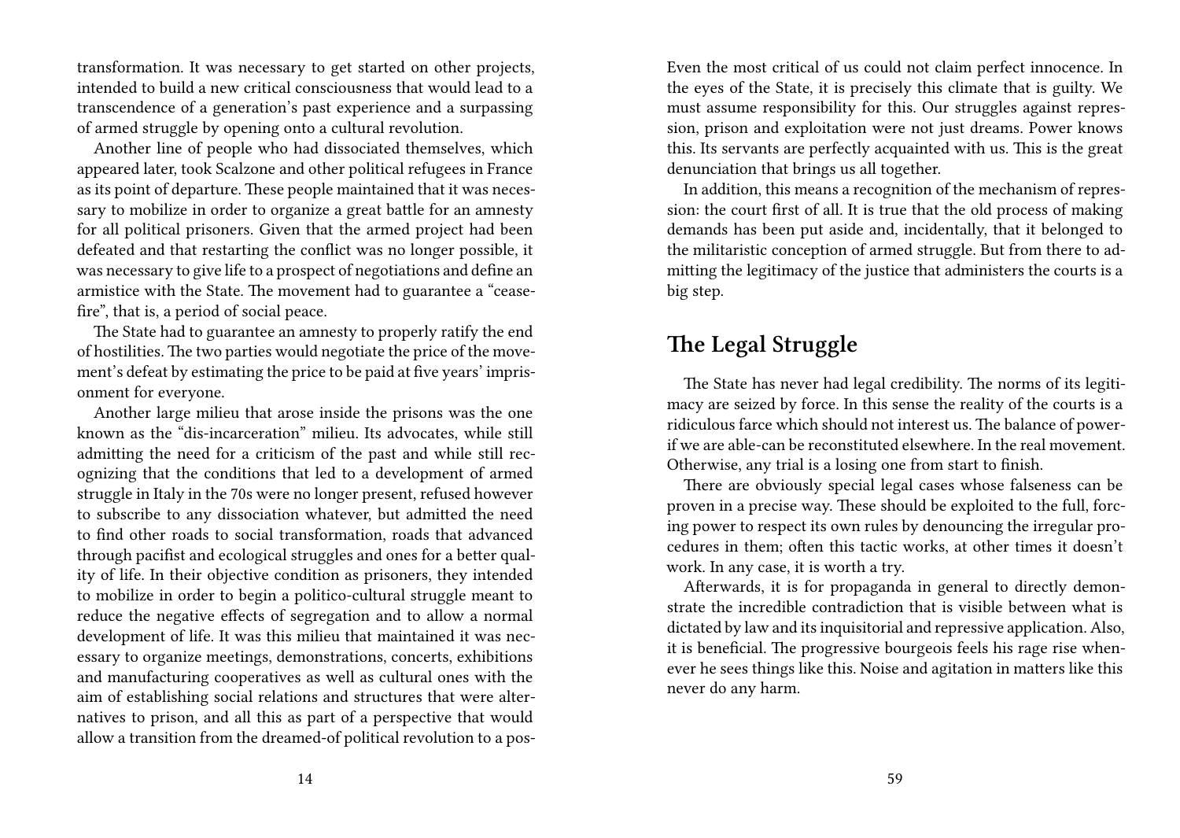transformation. It was necessary to get started on other projects, intended to build a new critical consciousness that would lead to a transcendence of a generation's past experience and a surpassing of armed struggle by opening onto a cultural revolution.

Another line of people who had dissociated themselves, which appeared later, took Scalzone and other political refugees in France as its point of departure. These people maintained that it was necessary to mobilize in order to organize a great battle for an amnesty for all political prisoners. Given that the armed project had been defeated and that restarting the conflict was no longer possible, it was necessary to give life to a prospect of negotiations and define an armistice with the State. The movement had to guarantee a "ceasefire", that is, a period of social peace.

The State had to guarantee an amnesty to properly ratify the end of hostilities. The two parties would negotiate the price of the movement's defeat by estimating the price to be paid at five years' imprisonment for everyone.

Another large milieu that arose inside the prisons was the one known as the "dis-incarceration" milieu. Its advocates, while still admitting the need for a criticism of the past and while still recognizing that the conditions that led to a development of armed struggle in Italy in the 70s were no longer present, refused however to subscribe to any dissociation whatever, but admitted the need to find other roads to social transformation, roads that advanced through pacifist and ecological struggles and ones for a better quality of life. In their objective condition as prisoners, they intended to mobilize in order to begin a politico-cultural struggle meant to reduce the negative effects of segregation and to allow a normal development of life. It was this milieu that maintained it was necessary to organize meetings, demonstrations, concerts, exhibitions and manufacturing cooperatives as well as cultural ones with the aim of establishing social relations and structures that were alternatives to prison, and all this as part of a perspective that would allow a transition from the dreamed-of political revolution to a pos-

Even the most critical of us could not claim perfect innocence. In the eyes of the State, it is precisely this climate that is guilty. We must assume responsibility for this. Our struggles against repression, prison and exploitation were not just dreams. Power knows this. Its servants are perfectly acquainted with us. This is the great denunciation that brings us all together.

In addition, this means a recognition of the mechanism of repression: the court first of all. It is true that the old process of making demands has been put aside and, incidentally, that it belonged to the militaristic conception of armed struggle. But from there to admitting the legitimacy of the justice that administers the courts is a big step.

## The Legal Struggle

The State has never had legal credibility. The norms of its legitimacy are seized by force. In this sense the reality of the courts is a ridiculous farce which should not interest us. The balance of power-if we are able-can be reconstituted elsewhere. In the real movement. Otherwise, any trial is a losing one from start to finish.

There are obviously special legal cases whose falseness can be proven in a precise way. These should be exploited to the full, forcing power to respect its own rules by denouncing the irregular procedures in them; often this tactic works, at other times it doesn't work. In any case, it is worth a try.

Afterwards, it is for propaganda in general to directly demonstrate the incredible contradiction that is visible between what is dictated by law and its inquisitorial and repressive application. Also, it is beneficial. The progressive bourgeois feels his rage rise whenever he sees things like this. Noise and agitation in matters like this never do any harm.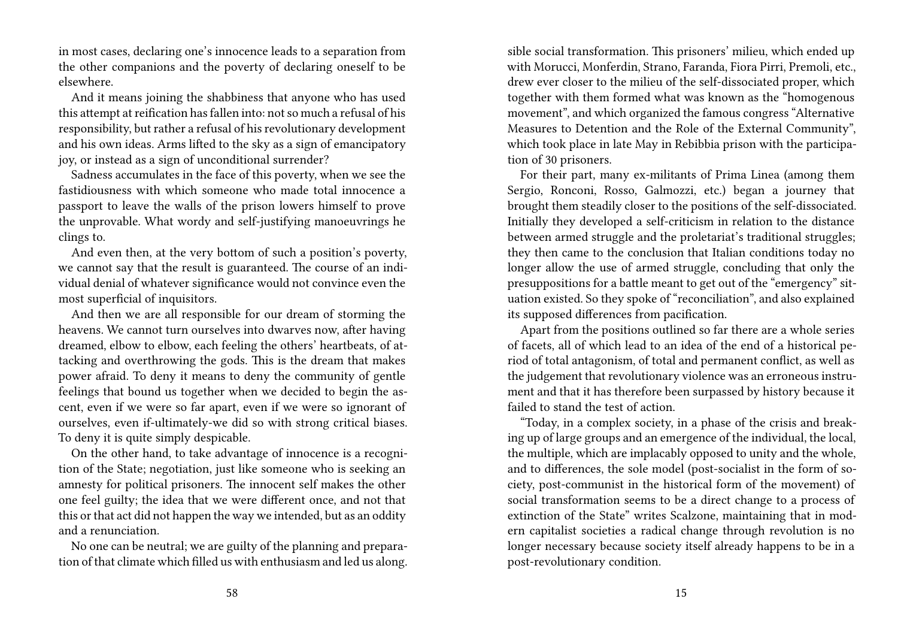in most cases, declaring one's innocence leads to a separation from the other companions and the poverty of declaring oneself to be elsewhere.

And it means joining the shabbiness that anyone who has used this attempt at reification has fallen into: not so much a refusal of his responsibility, but rather a refusal of his revolutionary development and his own ideas. Arms lifted to the sky as a sign of emancipatory joy, or instead as a sign of unconditional surrender?

Sadness accumulates in the face of this poverty, when we see the fastidiousness with which someone who made total innocence a passport to leave the walls of the prison lowers himself to prove the unprovable. What wordy and self-justifying manoeuvrings he clings to.

And even then, at the very bottom of such a position's poverty, we cannot say that the result is guaranteed. The course of an individual denial of whatever significance would not convince even the most superficial of inquisitors.

And then we are all responsible for our dream of storming the heavens. We cannot turn ourselves into dwarves now, after having dreamed, elbow to elbow, each feeling the others' heartbeats, of attacking and overthrowing the gods. This is the dream that makes power afraid. To deny it means to deny the community of gentle feelings that bound us together when we decided to begin the ascent, even if we were so far apart, even if we were so ignorant of ourselves, even if-ultimately-we did so with strong critical biases. To deny it is quite simply despicable.

On the other hand, to take advantage of innocence is a recognition of the State; negotiation, just like someone who is seeking an amnesty for political prisoners. The innocent self makes the other one feel guilty; the idea that we were different once, and not that this or that act did not happen the way we intended, but as an oddity and a renunciation.

No one can be neutral; we are guilty of the planning and preparation of that climate which filled us with enthusiasm and led us along.

sible social transformation. This prisoners' milieu, which ended up with Morucci, Monferdin, Strano, Faranda, Fiora Pirri, Premoli, etc., drew ever closer to the milieu of the self-dissociated proper, which together with them formed what was known as the "homogenous movement", and which organized the famous congress "Alternative Measures to Detention and the Role of the External Community", which took place in late May in Rebibbia prison with the participation of 30 prisoners.

For their part, many ex-militants of Prima Linea (among them Sergio, Ronconi, Rosso, Galmozzi, etc.) began a journey that brought them steadily closer to the positions of the self-dissociated. Initially they developed a self-criticism in relation to the distance between armed struggle and the proletariat's traditional struggles; they then came to the conclusion that Italian conditions today no longer allow the use of armed struggle, concluding that only the presuppositions for a battle meant to get out of the "emergency" situation existed. So they spoke of "reconciliation", and also explained its supposed differences from pacification.

Apart from the positions outlined so far there are a whole series of facets, all of which lead to an idea of the end of a historical period of total antagonism, of total and permanent conflict, as well as the judgement that revolutionary violence was an erroneous instrument and that it has therefore been surpassed by history because it failed to stand the test of action.

"Today, in a complex society, in a phase of the crisis and breaking up of large groups and an emergence of the individual, the local, the multiple, which are implacably opposed to unity and the whole, and to differences, the sole model (post-socialist in the form of society, post-communist in the historical form of the movement) of social transformation seems to be a direct change to a process of extinction of the State" writes Scalzone, maintaining that in modern capitalist societies a radical change through revolution is no longer necessary because society itself already happens to be in a post-revolutionary condition.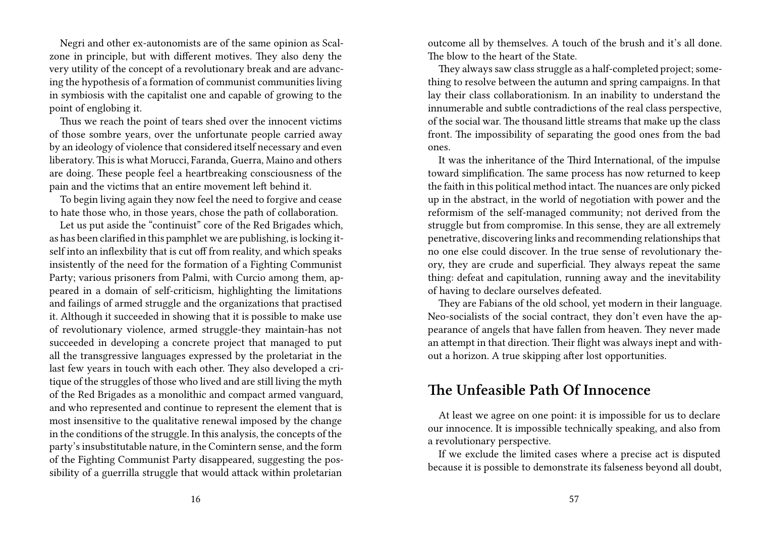Negri and other ex-autonomists are of the same opinion as Scalzone in principle, but with different motives. They also deny the very utility of the concept of a revolutionary break and are advancing the hypothesis of a formation of communist communities living in symbiosis with the capitalist one and capable of growing to the point of englobing it.

Thus we reach the point of tears shed over the innocent victims of those sombre years, over the unfortunate people carried away by an ideology of violence that considered itself necessary and even liberatory. This is what Morucci, Faranda, Guerra, Maino and others are doing. These people feel a heartbreaking consciousness of the pain and the victims that an entire movement left behind it.

To begin living again they now feel the need to forgive and cease to hate those who, in those years, chose the path of collaboration.

Let us put aside the "continuist" core of the Red Brigades which, as has been clarified in this pamphlet we are publishing, is locking itself into an inflexbility that is cut off from reality, and which speaks insistently of the need for the formation of a Fighting Communist Party; various prisoners from Palmi, with Curcio among them, appeared in a domain of self-criticism, highlighting the limitations and failings of armed struggle and the organizations that practised it. Although it succeeded in showing that it is possible to make use of revolutionary violence, armed struggle-they maintain-has not succeeded in developing a concrete project that managed to put all the transgressive languages expressed by the proletariat in the last few years in touch with each other. They also developed a critique of the struggles of those who lived and are still living the myth of the Red Brigades as a monolithic and compact armed vanguard, and who represented and continue to represent the element that is most insensitive to the qualitative renewal imposed by the change in the conditions of the struggle. In this analysis, the concepts of the party's insubstitutable nature, in the Comintern sense, and the form of the Fighting Communist Party disappeared, suggesting the possibility of a guerrilla struggle that would attack within proletarian

outcome all by themselves. A touch of the brush and it's all done. The blow to the heart of the State.

They always saw class struggle as a half-completed project; something to resolve between the autumn and spring campaigns. In that lay their class collaborationism. In an inability to understand the innumerable and subtle contradictions of the real class perspective, of the social war. The thousand little streams that make up the class front. The impossibility of separating the good ones from the bad ones.

It was the inheritance of the Third International, of the impulse toward simplification. The same process has now returned to keep the faith in this political method intact. The nuances are only picked up in the abstract, in the world of negotiation with power and the reformism of the self-managed community; not derived from the struggle but from compromise. In this sense, they are all extremely penetrative, discovering links and recommending relationships that no one else could discover. In the true sense of revolutionary theory, they are crude and superficial. They always repeat the same thing: defeat and capitulation, running away and the inevitability of having to declare ourselves defeated.

They are Fabians of the old school, yet modern in their language. Neo-socialists of the social contract, they don't even have the appearance of angels that have fallen from heaven. They never made an attempt in that direction. Their flight was always inept and without a horizon. A true skipping after lost opportunities.

## The Unfeasible Path Of Innocence

At least we agree on one point: it is impossible for us to declare our innocence. It is impossible technically speaking, and also from a revolutionary perspective.

If we exclude the limited cases where a precise act is disputed because it is possible to demonstrate its falseness beyond all doubt,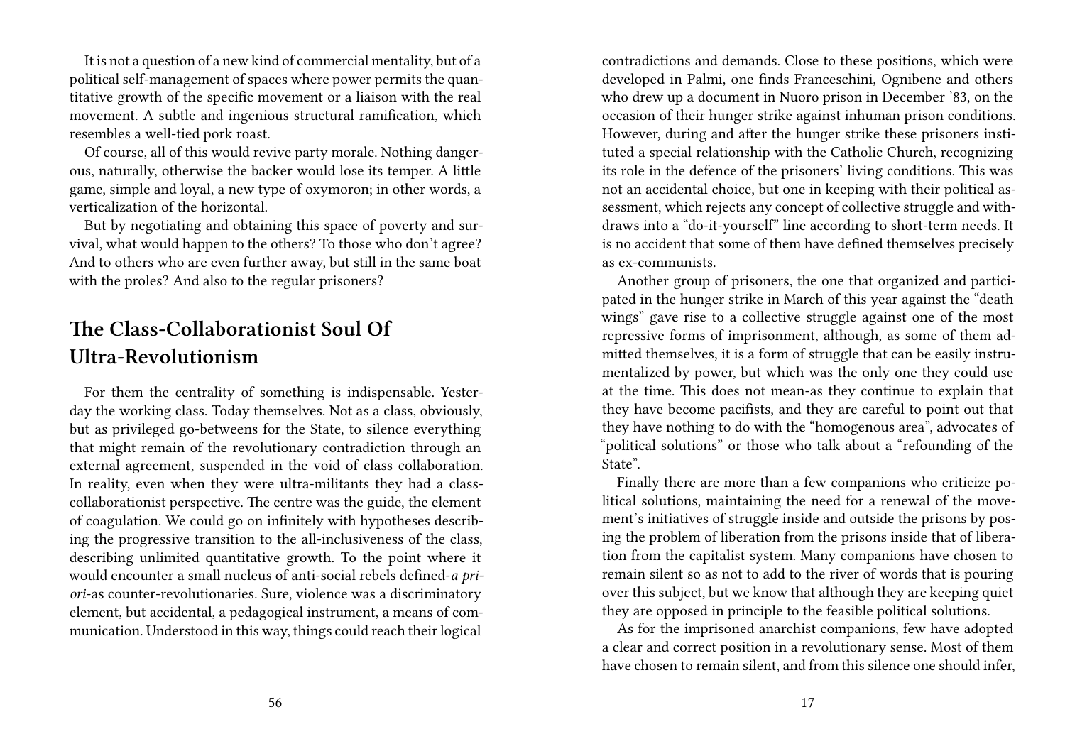It is not a question of a new kind of commercial mentality, but of a political self-management of spaces where power permits the quantitative growth of the specific movement or a liaison with the real movement. A subtle and ingenious structural ramification, which resembles a well-tied pork roast.

Of course, all of this would revive party morale. Nothing dangerous, naturally, otherwise the backer would lose its temper. A little game, simple and loyal, a new type of oxymoron; in other words, a verticalization of the horizontal.

But by negotiating and obtaining this space of poverty and survival, what would happen to the others? To those who don't agree? And to others who are even further away, but still in the same boat with the proles? And also to the regular prisoners?

## The Class-Collaborationist Soul Of Ultra-Revolutionism

For them the centrality of something is indispensable. Yesterday the working class. Today themselves. Not as a class, obviously, but as privileged go-betweens for the State, to silence everything that might remain of the revolutionary contradiction through an external agreement, suspended in the void of class collaboration. In reality, even when they were ultra-militants they had a class-collaborationist perspective. The centre was the guide, the element of coagulation. We could go on infinitely with hypotheses describing the progressive transition to the all-inclusiveness of the class, describing unlimited quantitative growth. To the point where it would encounter a small nucleus of anti-social rebels defined-*a priori*-as counter-revolutionaries. Sure, violence was a discriminatory element, but accidental, a pedagogical instrument, a means of communication. Understood in this way, things could reach their logical

contradictions and demands. Close to these positions, which were developed in Palmi, one finds Franceschini, Ognibene and others who drew up a document in Nuoro prison in December '83, on the occasion of their hunger strike against inhuman prison conditions. However, during and after the hunger strike these prisoners instituted a special relationship with the Catholic Church, recognizing its role in the defence of the prisoners' living conditions. This was not an accidental choice, but one in keeping with their political assessment, which rejects any concept of collective struggle and withdraws into a "do-it-yourself" line according to short-term needs. It is no accident that some of them have defined themselves precisely as ex-communists.

Another group of prisoners, the one that organized and participated in the hunger strike in March of this year against the "death wings" gave rise to a collective struggle against one of the most repressive forms of imprisonment, although, as some of them admitted themselves, it is a form of struggle that can be easily instrumentalized by power, but which was the only one they could use at the time. This does not mean-as they continue to explain that they have become pacifists, and they are careful to point out that they have nothing to do with the "homogenous area", advocates of "political solutions" or those who talk about a "refounding of the State".

Finally there are more than a few companions who criticize political solutions, maintaining the need for a renewal of the movement's initiatives of struggle inside and outside the prisons by posing the problem of liberation from the prisons inside that of liberation from the capitalist system. Many companions have chosen to remain silent so as not to add to the river of words that is pouring over this subject, but we know that although they are keeping quiet they are opposed in principle to the feasible political solutions.

As for the imprisoned anarchist companions, few have adopted a clear and correct position in a revolutionary sense. Most of them have chosen to remain silent, and from this silence one should infer,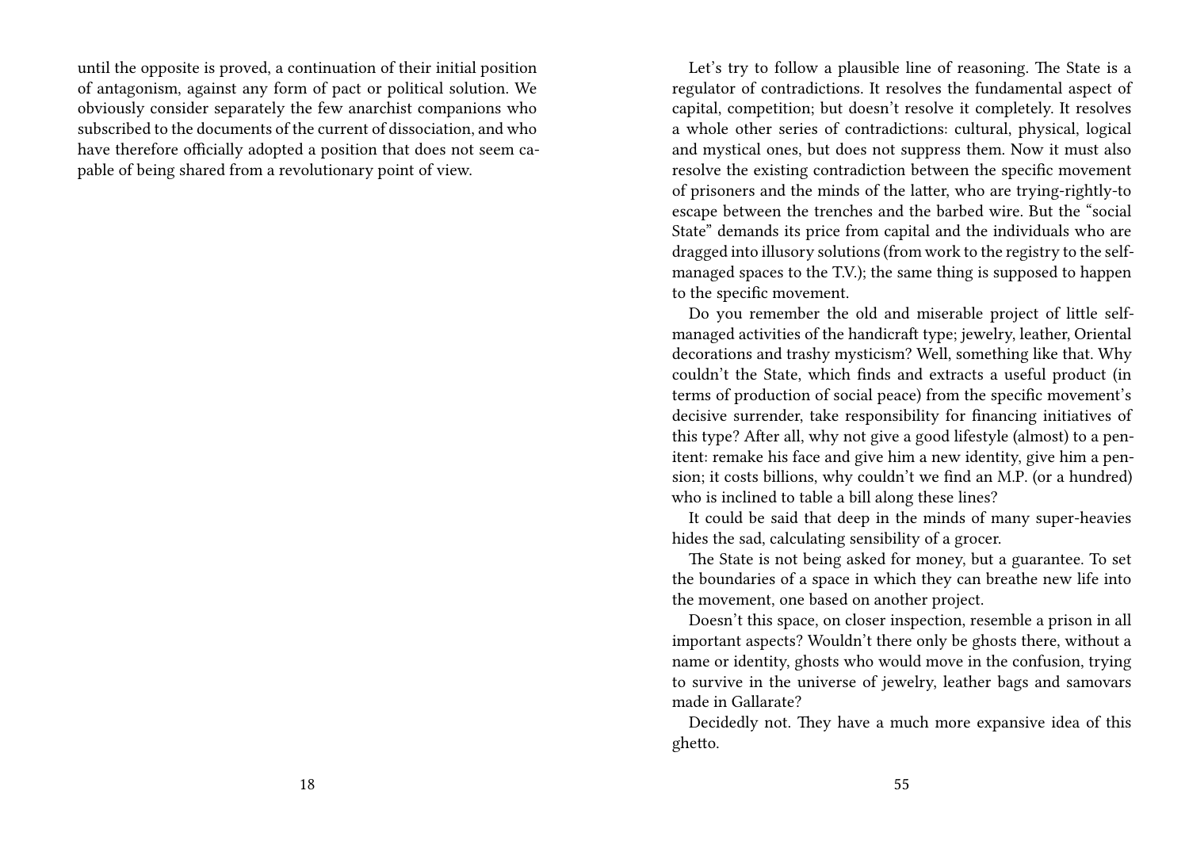until the opposite is proved, a continuation of their initial position of antagonism, against any form of pact or political solution. We obviously consider separately the few anarchist companions who subscribed to the documents of the current of dissociation, and who have therefore officially adopted a position that does not seem capable of being shared from a revolutionary point of view.

Let's try to follow a plausible line of reasoning. The State is a regulator of contradictions. It resolves the fundamental aspect of capital, competition; but doesn't resolve it completely. It resolves a whole other series of contradictions: cultural, physical, logical and mystical ones, but does not suppress them. Now it must also resolve the existing contradiction between the specific movement of prisoners and the minds of the latter, who are trying-rightly-to escape between the trenches and the barbed wire. But the "social State" demands its price from capital and the individuals who are dragged into illusory solutions (from work to the registry to the self-managed spaces to the T.V.); the same thing is supposed to happen to the specific movement.

Do you remember the old and miserable project of little self-managed activities of the handicraft type; jewelry, leather, Oriental decorations and trashy mysticism? Well, something like that. Why couldn't the State, which finds and extracts a useful product (in terms of production of social peace) from the specific movement's decisive surrender, take responsibility for financing initiatives of this type? After all, why not give a good lifestyle (almost) to a penitent: remake his face and give him a new identity, give him a pension; it costs billions, why couldn't we find an M.P. (or a hundred) who is inclined to table a bill along these lines?

It could be said that deep in the minds of many super-heavies hides the sad, calculating sensibility of a grocer.

The State is not being asked for money, but a guarantee. To set the boundaries of a space in which they can breathe new life into the movement, one based on another project.

Doesn't this space, on closer inspection, resemble a prison in all important aspects? Wouldn't there only be ghosts there, without a name or identity, ghosts who would move in the confusion, trying to survive in the universe of jewelry, leather bags and samovars made in Gallarate?

Decidedly not. They have a much more expansive idea of this ghetto.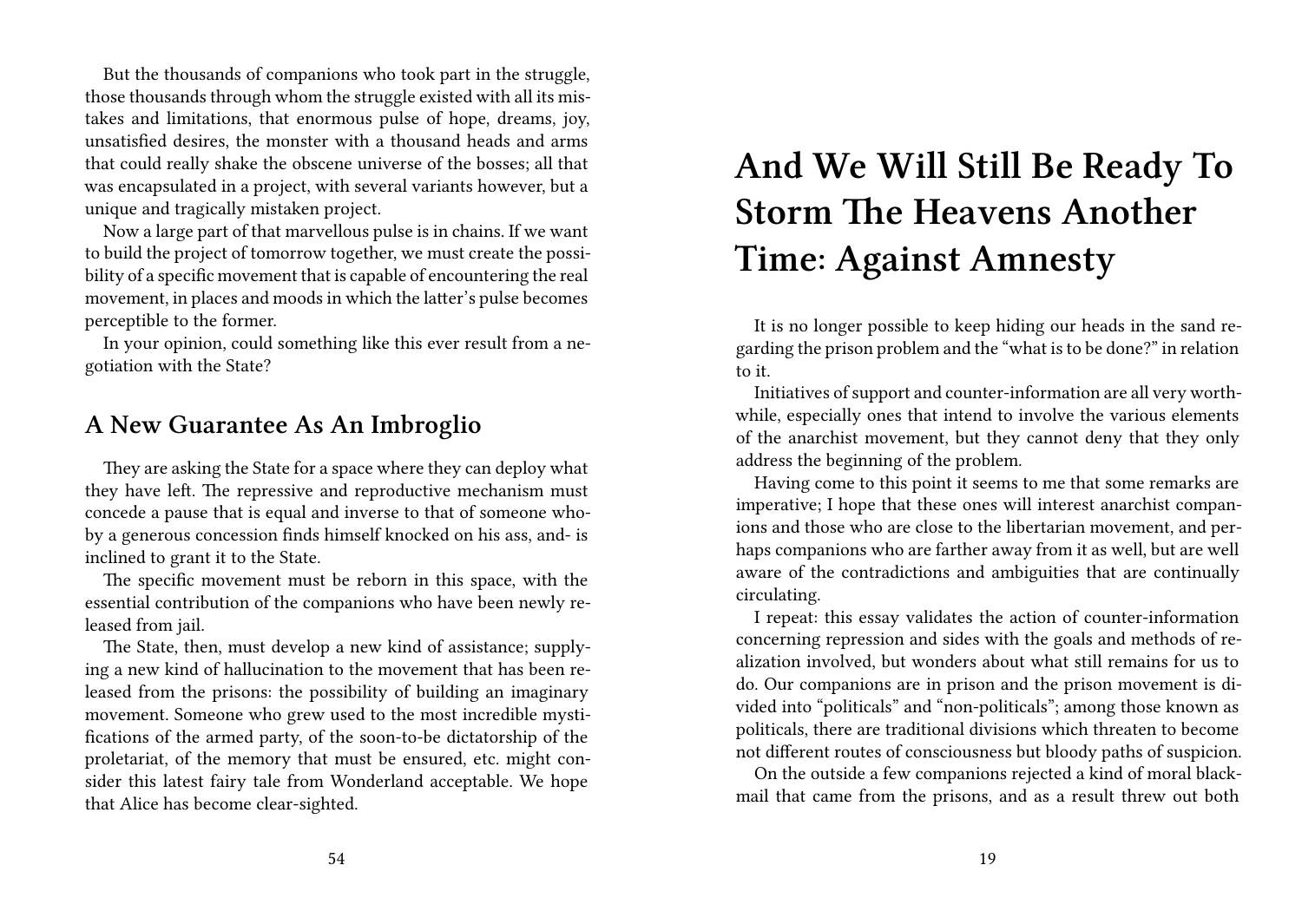But the thousands of companions who took part in the struggle, those thousands through whom the struggle existed with all its mistakes and limitations, that enormous pulse of hope, dreams, joy, unsatisfied desires, the monster with a thousand heads and arms that could really shake the obscene universe of the bosses; all that was encapsulated in a project, with several variants however, but a unique and tragically mistaken project.

Now a large part of that marvellous pulse is in chains. If we want to build the project of tomorrow together, we must create the possibility of a specific movement that is capable of encountering the real movement, in places and moods in which the latter's pulse becomes perceptible to the former.

In your opinion, could something like this ever result from a negotiation with the State?

## A New Guarantee As An Imbroglio

They are asking the State for a space where they can deploy what they have left. The repressive and reproductive mechanism must concede a pause that is equal and inverse to that of someone who- by a generous concession finds himself knocked on his ass, and- is inclined to grant it to the State.

The specific movement must be reborn in this space, with the essential contribution of the companions who have been newly released from jail.

The State, then, must develop a new kind of assistance; supplying a new kind of hallucination to the movement that has been released from the prisons: the possibility of building an imaginary movement. Someone who grew used to the most incredible mystifications of the armed party, of the soon-to-be dictatorship of the proletariat, of the memory that must be ensured, etc. might consider this latest fairy tale from Wonderland acceptable. We hope that Alice has become clear-sighted.

# And We Will Still Be Ready To Storm The Heavens Another Time: Against Amnesty

It is no longer possible to keep hiding our heads in the sand regarding the prison problem and the "what is to be done?" in relation to it.

Initiatives of support and counter-information are all very worthwhile, especially ones that intend to involve the various elements of the anarchist movement, but they cannot deny that they only address the beginning of the problem.

Having come to this point it seems to me that some remarks are imperative; I hope that these ones will interest anarchist companions and those who are close to the libertarian movement, and perhaps companions who are farther away from it as well, but are well aware of the contradictions and ambiguities that are continually circulating.

I repeat: this essay validates the action of counter-information concerning repression and sides with the goals and methods of realization involved, but wonders about what still remains for us to do. Our companions are in prison and the prison movement is divided into "politicals" and "non-politicals"; among those known as politicals, there are traditional divisions which threaten to become not different routes of consciousness but bloody paths of suspicion.

On the outside a few companions rejected a kind of moral blackmail that came from the prisons, and as a result threw out both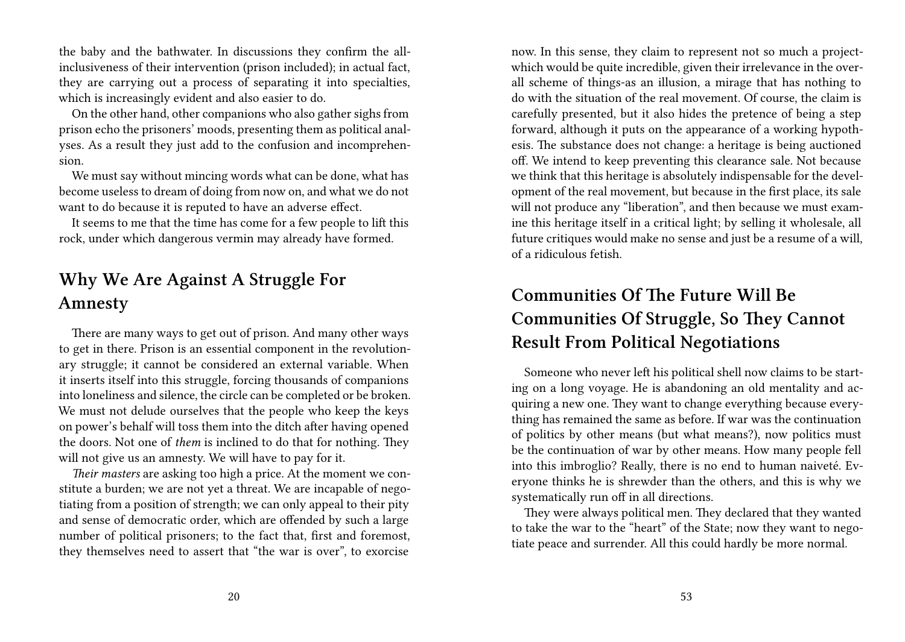the baby and the bathwater. In discussions they confirm the all-inclusiveness of their intervention (prison included); in actual fact, they are carrying out a process of separating it into specialties, which is increasingly evident and also easier to do.

On the other hand, other companions who also gather sighs from prison echo the prisoners' moods, presenting them as political analyses. As a result they just add to the confusion and incomprehension.

We must say without mincing words what can be done, what has become useless to dream of doing from now on, and what we do not want to do because it is reputed to have an adverse effect.

It seems to me that the time has come for a few people to lift this rock, under which dangerous vermin may already have formed.

## Why We Are Against A Struggle For Amnesty

There are many ways to get out of prison. And many other ways to get in there. Prison is an essential component in the revolutionary struggle; it cannot be considered an external variable. When it inserts itself into this struggle, forcing thousands of companions into loneliness and silence, the circle can be completed or be broken. We must not delude ourselves that the people who keep the keys on power's behalf will toss them into the ditch after having opened the doors. Not one of *them* is inclined to do that for nothing. They will not give us an amnesty. We will have to pay for it.

*Their masters* are asking too high a price. At the moment we constitute a burden; we are not yet a threat. We are incapable of negotiating from a position of strength; we can only appeal to their pity and sense of democratic order, which are offended by such a large number of political prisoners; to the fact that, first and foremost, they themselves need to assert that "the war is over", to exorcise

now. In this sense, they claim to represent not so much a project-which would be quite incredible, given their irrelevance in the overall scheme of things-as an illusion, a mirage that has nothing to do with the situation of the real movement. Of course, the claim is carefully presented, but it also hides the pretence of being a step forward, although it puts on the appearance of a working hypothesis. The substance does not change: a heritage is being auctioned off. We intend to keep preventing this clearance sale. Not because we think that this heritage is absolutely indispensable for the development of the real movement, but because in the first place, its sale will not produce any "liberation", and then because we must examine this heritage itself in a critical light; by selling it wholesale, all future critiques would make no sense and just be a resume of a will, of a ridiculous fetish.

## Communities Of The Future Will Be Communities Of Struggle, So They Cannot Result From Political Negotiations

Someone who never left his political shell now claims to be starting on a long voyage. He is abandoning an old mentality and acquiring a new one. They want to change everything because everything has remained the same as before. If war was the continuation of politics by other means (but what means?), now politics must be the continuation of war by other means. How many people fell into this imbroglio? Really, there is no end to human naiveté. Everyone thinks he is shrewder than the others, and this is why we systematically run off in all directions.

They were always political men. They declared that they wanted to take the war to the "heart" of the State; now they want to negotiate peace and surrender. All this could hardly be more normal.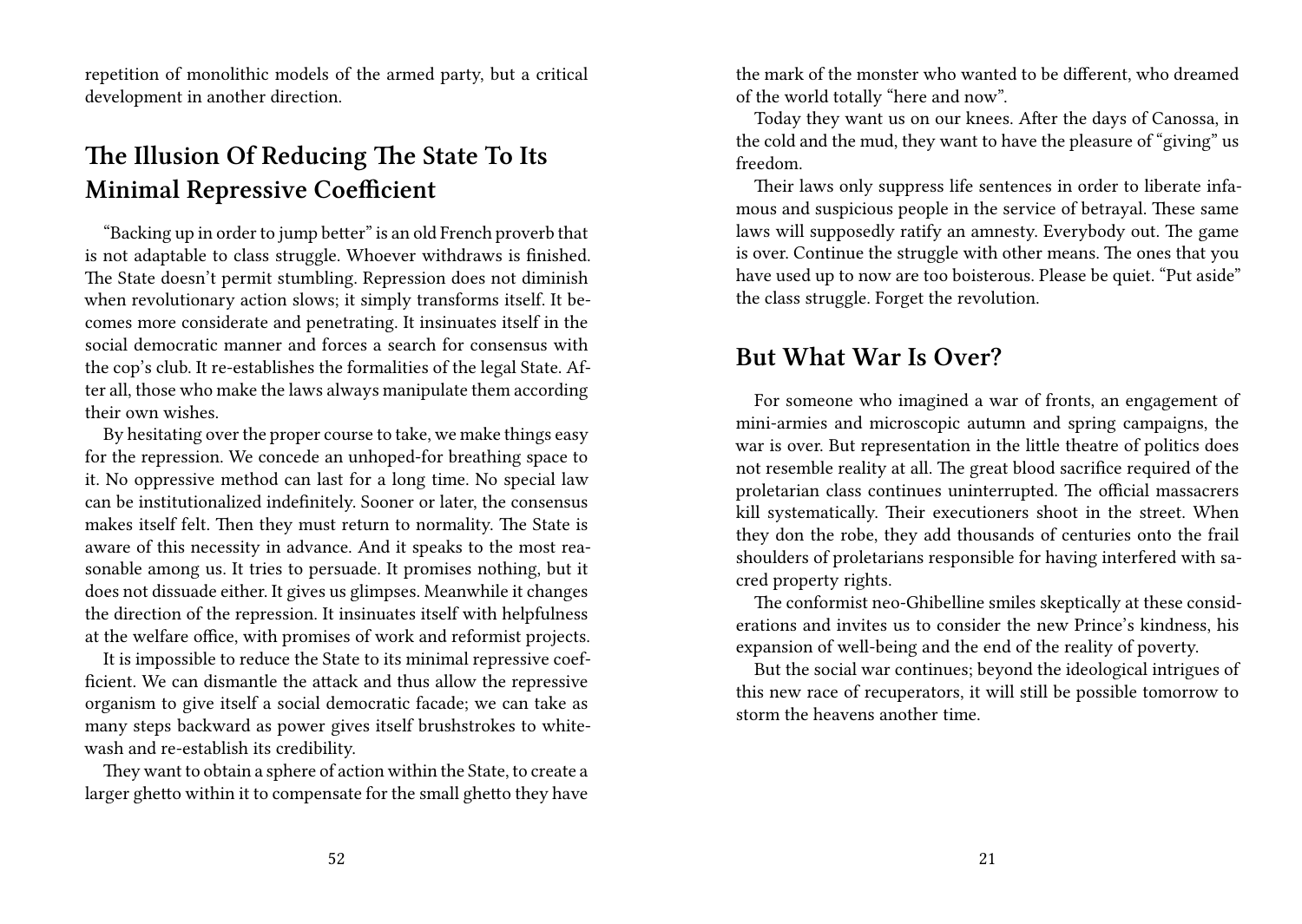repetition of monolithic models of the armed party, but a critical development in another direction.

## The Illusion Of Reducing The State To Its Minimal Repressive Coefficient

"Backing up in order to jump better" is an old French proverb that is not adaptable to class struggle. Whoever withdraws is finished. The State doesn't permit stumbling. Repression does not diminish when revolutionary action slows; it simply transforms itself. It becomes more considerate and penetrating. It insinuates itself in the social democratic manner and forces a search for consensus with the cop's club. It re-establishes the formalities of the legal State. After all, those who make the laws always manipulate them according their own wishes.

By hesitating over the proper course to take, we make things easy for the repression. We concede an unhoped-for breathing space to it. No oppressive method can last for a long time. No special law can be institutionalized indefinitely. Sooner or later, the consensus makes itself felt. Then they must return to normality. The State is aware of this necessity in advance. And it speaks to the most reasonable among us. It tries to persuade. It promises nothing, but it does not dissuade either. It gives us glimpses. Meanwhile it changes the direction of the repression. It insinuates itself with helpfulness at the welfare office, with promises of work and reformist projects.

It is impossible to reduce the State to its minimal repressive coefficient. We can dismantle the attack and thus allow the repressive organism to give itself a social democratic facade; we can take as many steps backward as power gives itself brushstrokes to whitewash and re-establish its credibility.

They want to obtain a sphere of action within the State, to create a larger ghetto within it to compensate for the small ghetto they have the mark of the monster who wanted to be different, who dreamed of the world totally "here and now".

Today they want us on our knees. After the days of Canossa, in the cold and the mud, they want to have the pleasure of "giving" us freedom.

Their laws only suppress life sentences in order to liberate infamous and suspicious people in the service of betrayal. These same laws will supposedly ratify an amnesty. Everybody out. The game is over. Continue the struggle with other means. The ones that you have used up to now are too boisterous. Please be quiet. "Put aside" the class struggle. Forget the revolution.

## But What War Is Over?

For someone who imagined a war of fronts, an engagement of mini-armies and microscopic autumn and spring campaigns, the war is over. But representation in the little theatre of politics does not resemble reality at all. The great blood sacrifice required of the proletarian class continues uninterrupted. The official massacrers kill systematically. Their executioners shoot in the street. When they don the robe, they add thousands of centuries onto the frail shoulders of proletarians responsible for having interfered with sacred property rights.

The conformist neo-Ghibelline smiles skeptically at these considerations and invites us to consider the new Prince's kindness, his expansion of well-being and the end of the reality of poverty.

But the social war continues; beyond the ideological intrigues of this new race of recuperators, it will still be possible tomorrow to storm the heavens another time.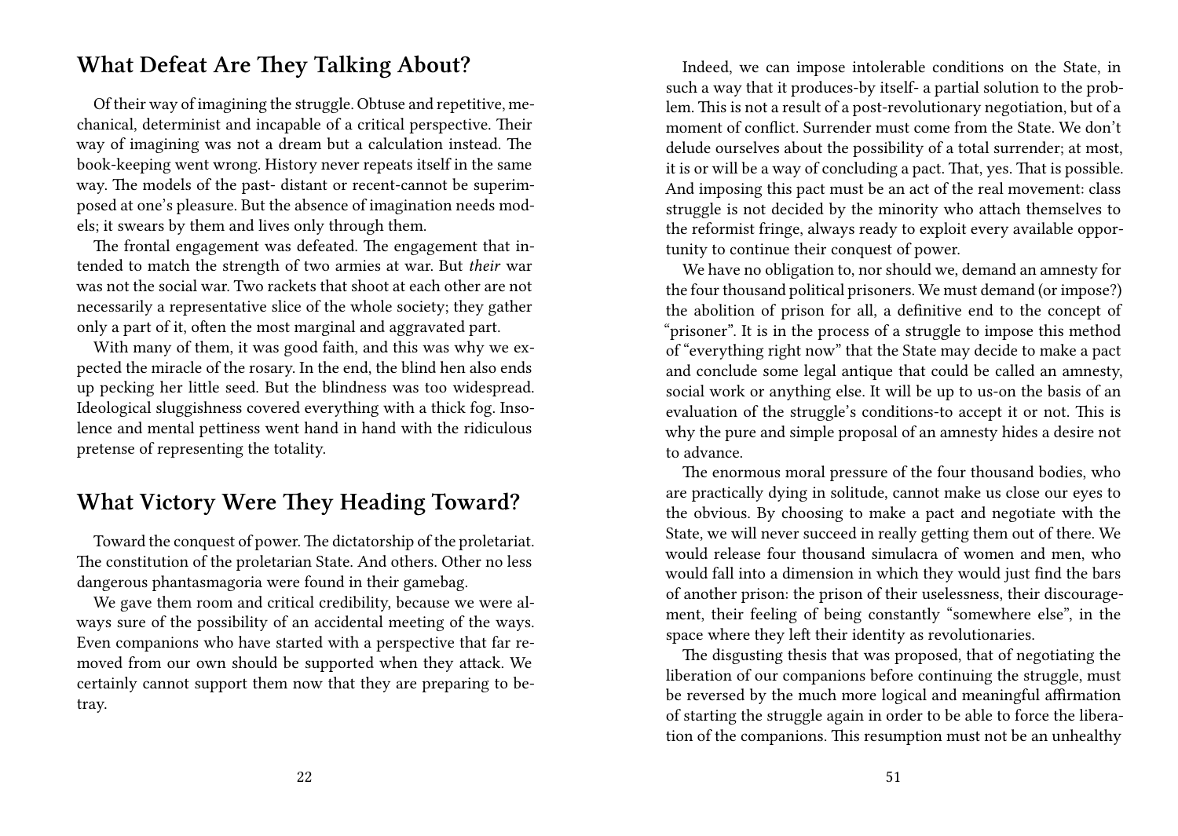## What Defeat Are They Talking About?

Of their way of imagining the struggle. Obtuse and repetitive, mechanical, determinist and incapable of a critical perspective. Their way of imagining was not a dream but a calculation instead. The book-keeping went wrong. History never repeats itself in the same way. The models of the past- distant or recent-cannot be superimposed at one's pleasure. But the absence of imagination needs models; it swears by them and lives only through them.

The frontal engagement was defeated. The engagement that intended to match the strength of two armies at war. But *their* war was not the social war. Two rackets that shoot at each other are not necessarily a representative slice of the whole society; they gather only a part of it, often the most marginal and aggravated part.

With many of them, it was good faith, and this was why we expected the miracle of the rosary. In the end, the blind hen also ends up pecking her little seed. But the blindness was too widespread. Ideological sluggishness covered everything with a thick fog. Insolence and mental pettiness went hand in hand with the ridiculous pretense of representing the totality.

## What Victory Were They Heading Toward?

Toward the conquest of power. The dictatorship of the proletariat. The constitution of the proletarian State. And others. Other no less dangerous phantasmagoria were found in their gamebag.

We gave them room and critical credibility, because we were always sure of the possibility of an accidental meeting of the ways. Even companions who have started with a perspective that far removed from our own should be supported when they attack. We certainly cannot support them now that they are preparing to betray.

Indeed, we can impose intolerable conditions on the State, in such a way that it produces-by itself- a partial solution to the problem. This is not a result of a post-revolutionary negotiation, but of a moment of conflict. Surrender must come from the State. We don't delude ourselves about the possibility of a total surrender; at most, it is or will be a way of concluding a pact. That, yes. That is possible. And imposing this pact must be an act of the real movement: class struggle is not decided by the minority who attach themselves to the reformist fringe, always ready to exploit every available opportunity to continue their conquest of power.

We have no obligation to, nor should we, demand an amnesty for the four thousand political prisoners. We must demand (or impose?) the abolition of prison for all, a definitive end to the concept of "prisoner". It is in the process of a struggle to impose this method of "everything right now" that the State may decide to make a pact and conclude some legal antique that could be called an amnesty, social work or anything else. It will be up to us-on the basis of an evaluation of the struggle's conditions-to accept it or not. This is why the pure and simple proposal of an amnesty hides a desire not to advance.

The enormous moral pressure of the four thousand bodies, who are practically dying in solitude, cannot make us close our eyes to the obvious. By choosing to make a pact and negotiate with the State, we will never succeed in really getting them out of there. We would release four thousand simulacra of women and men, who would fall into a dimension in which they would just find the bars of another prison: the prison of their uselessness, their discouragement, their feeling of being constantly "somewhere else", in the space where they left their identity as revolutionaries.

The disgusting thesis that was proposed, that of negotiating the liberation of our companions before continuing the struggle, must be reversed by the much more logical and meaningful affirmation of starting the struggle again in order to be able to force the liberation of the companions. This resumption must not be an unhealthy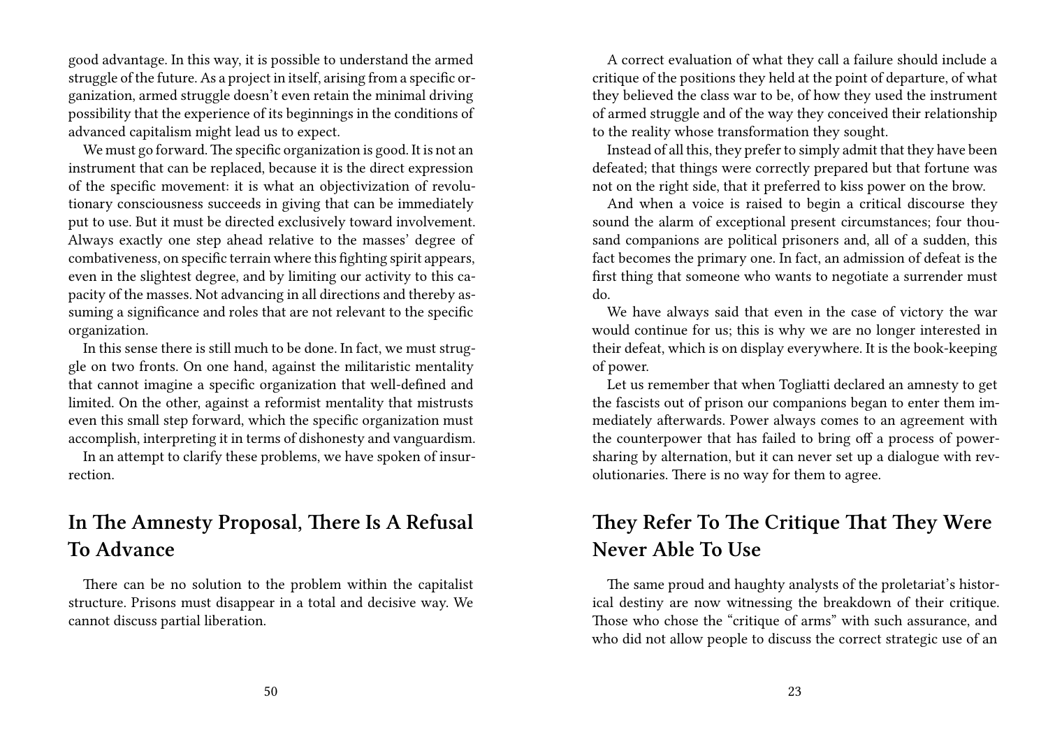good advantage. In this way, it is possible to understand the armed struggle of the future. As a project in itself, arising from a specific organization, armed struggle doesn't even retain the minimal driving possibility that the experience of its beginnings in the conditions of advanced capitalism might lead us to expect.

We must go forward. The specific organization is good. It is not an instrument that can be replaced, because it is the direct expression of the specific movement: it is what an objectivization of revolutionary consciousness succeeds in giving that can be immediately put to use. But it must be directed exclusively toward involvement. Always exactly one step ahead relative to the masses' degree of combativeness, on specific terrain where this fighting spirit appears, even in the slightest degree, and by limiting our activity to this capacity of the masses. Not advancing in all directions and thereby assuming a significance and roles that are not relevant to the specific organization.

In this sense there is still much to be done. In fact, we must struggle on two fronts. On one hand, against the militaristic mentality that cannot imagine a specific organization that well-defined and limited. On the other, against a reformist mentality that mistrusts even this small step forward, which the specific organization must accomplish, interpreting it in terms of dishonesty and vanguardism.

In an attempt to clarify these problems, we have spoken of insurrection.

## In The Amnesty Proposal, There Is A Refusal To Advance

There can be no solution to the problem within the capitalist structure. Prisons must disappear in a total and decisive way. We cannot discuss partial liberation.

A correct evaluation of what they call a failure should include a critique of the positions they held at the point of departure, of what they believed the class war to be, of how they used the instrument of armed struggle and of the way they conceived their relationship to the reality whose transformation they sought.

Instead of all this, they prefer to simply admit that they have been defeated; that things were correctly prepared but that fortune was not on the right side, that it preferred to kiss power on the brow.

And when a voice is raised to begin a critical discourse they sound the alarm of exceptional present circumstances; four thousand companions are political prisoners and, all of a sudden, this fact becomes the primary one. In fact, an admission of defeat is the first thing that someone who wants to negotiate a surrender must do.

We have always said that even in the case of victory the war would continue for us; this is why we are no longer interested in their defeat, which is on display everywhere. It is the book-keeping of power.

Let us remember that when Togliatti declared an amnesty to get the fascists out of prison our companions began to enter them immediately afterwards. Power always comes to an agreement with the counterpower that has failed to bring off a process of power-sharing by alternation, but it can never set up a dialogue with revolutionaries. There is no way for them to agree.

## They Refer To The Critique That They Were Never Able To Use

The same proud and haughty analysts of the proletariat's historical destiny are now witnessing the breakdown of their critique. Those who chose the "critique of arms" with such assurance, and who did not allow people to discuss the correct strategic use of an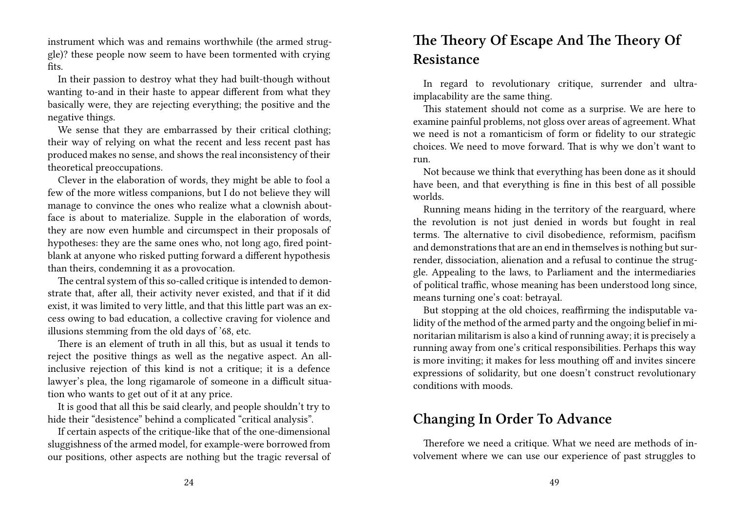instrument which was and remains worthwhile (the armed struggle)? these people now seem to have been tormented with crying fits.

In their passion to destroy what they had built-though without wanting to-and in their haste to appear different from what they basically were, they are rejecting everything; the positive and the negative things.

We sense that they are embarrassed by their critical clothing; their way of relying on what the recent and less recent past has produced makes no sense, and shows the real inconsistency of their theoretical preoccupations.

Clever in the elaboration of words, they might be able to fool a few of the more witless companions, but I do not believe they will manage to convince the ones who realize what a clownish about-face is about to materialize. Supple in the elaboration of words, they are now even humble and circumspect in their proposals of hypotheses: they are the same ones who, not long ago, fired point-blank at anyone who risked putting forward a different hypothesis than theirs, condemning it as a provocation.

The central system of this so-called critique is intended to demonstrate that, after all, their activity never existed, and that if it did exist, it was limited to very little, and that this little part was an excess owing to bad education, a collective craving for violence and illusions stemming from the old days of '68, etc.

There is an element of truth in all this, but as usual it tends to reject the positive things as well as the negative aspect. An all-inclusive rejection of this kind is not a critique; it is a defence lawyer's plea, the long rigamarole of someone in a difficult situation who wants to get out of it at any price.

It is good that all this be said clearly, and people shouldn't try to hide their "desistence" behind a complicated "critical analysis".

If certain aspects of the critique-like that of the one-dimensional sluggishness of the armed model, for example-were borrowed from our positions, other aspects are nothing but the tragic reversal of

## The Theory Of Escape And The Theory Of Resistance

In regard to revolutionary critique, surrender and ultra-implacability are the same thing.

This statement should not come as a surprise. We are here to examine painful problems, not gloss over areas of agreement. What we need is not a romanticism of form or fidelity to our strategic choices. We need to move forward. That is why we don't want to run.

Not because we think that everything has been done as it should have been, and that everything is fine in this best of all possible worlds.

Running means hiding in the territory of the rearguard, where the revolution is not just denied in words but fought in real terms. The alternative to civil disobedience, reformism, pacifism and demonstrations that are an end in themselves is nothing but surrender, dissociation, alienation and a refusal to continue the struggle. Appealing to the laws, to Parliament and the intermediaries of political traffic, whose meaning has been understood long since, means turning one's coat: betrayal.

But stopping at the old choices, reaffirming the indisputable validity of the method of the armed party and the ongoing belief in minoritarian militarism is also a kind of running away; it is precisely a running away from one's critical responsibilities. Perhaps this way is more inviting; it makes for less mouthing off and invites sincere expressions of solidarity, but one doesn't construct revolutionary conditions with moods.

## Changing In Order To Advance

Therefore we need a critique. What we need are methods of involvement where we can use our experience of past struggles to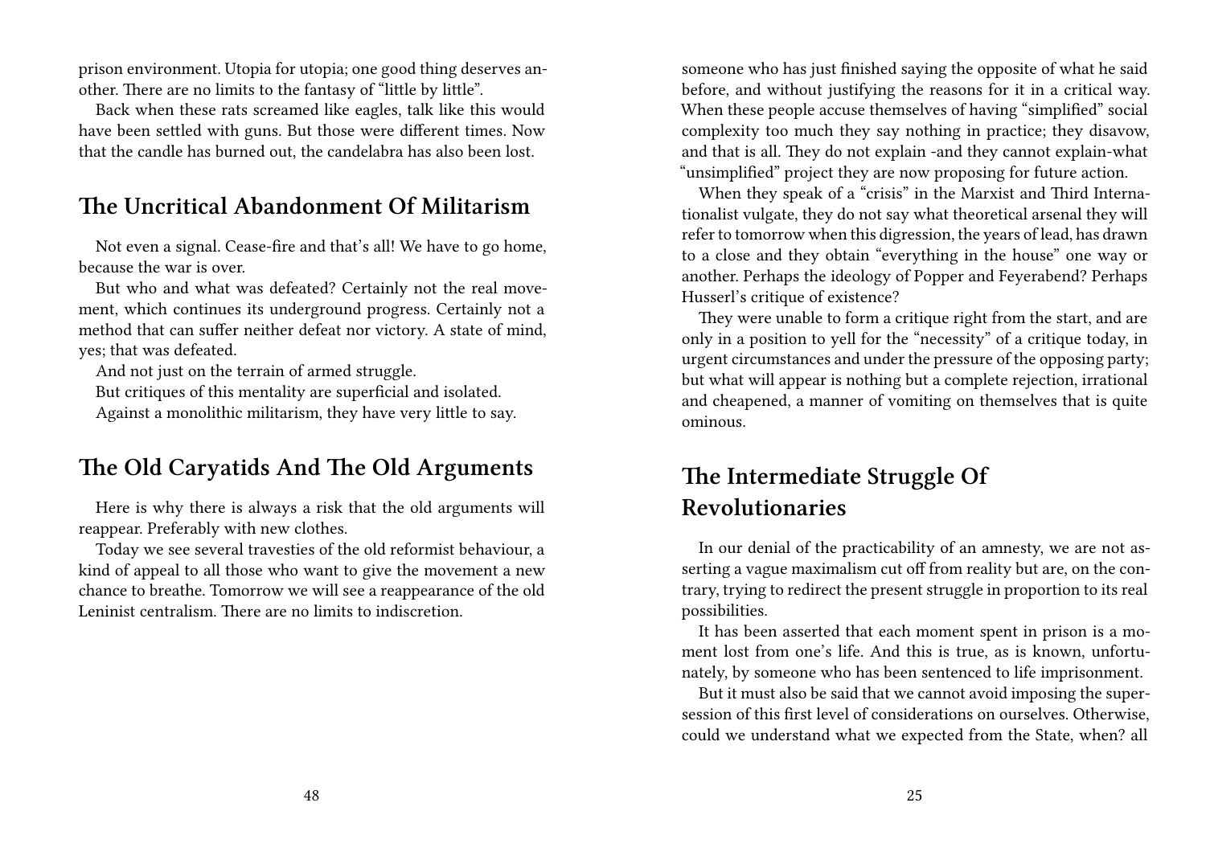prison environment. Utopia for utopia; one good thing deserves another. There are no limits to the fantasy of "little by little".

Back when these rats screamed like eagles, talk like this would have been settled with guns. But those were different times. Now that the candle has burned out, the candelabra has also been lost.

## The Uncritical Abandonment Of Militarism

Not even a signal. Cease-fire and that's all! We have to go home, because the war is over.

But who and what was defeated? Certainly not the real movement, which continues its underground progress. Certainly not a method that can suffer neither defeat nor victory. A state of mind, yes; that was defeated.

And not just on the terrain of armed struggle.

But critiques of this mentality are superficial and isolated.

Against a monolithic militarism, they have very little to say.

## The Old Caryatids And The Old Arguments

Here is why there is always a risk that the old arguments will reappear. Preferably with new clothes.

Today we see several travesties of the old reformist behaviour, a kind of appeal to all those who want to give the movement a new chance to breathe. Tomorrow we will see a reappearance of the old Leninist centralism. There are no limits to indiscretion.

someone who has just finished saying the opposite of what he said before, and without justifying the reasons for it in a critical way. When these people accuse themselves of having "simplified" social complexity too much they say nothing in practice; they disavow, and that is all. They do not explain -and they cannot explain-what "unsimplified" project they are now proposing for future action.

When they speak of a "crisis" in the Marxist and Third Internationalist vulgate, they do not say what theoretical arsenal they will refer to tomorrow when this digression, the years of lead, has drawn to a close and they obtain "everything in the house" one way or another. Perhaps the ideology of Popper and Feyerabend? Perhaps Husserl's critique of existence?

They were unable to form a critique right from the start, and are only in a position to yell for the "necessity" of a critique today, in urgent circumstances and under the pressure of the opposing party; but what will appear is nothing but a complete rejection, irrational and cheapened, a manner of vomiting on themselves that is quite ominous.

## The Intermediate Struggle Of Revolutionaries

In our denial of the practicability of an amnesty, we are not asserting a vague maximalism cut off from reality but are, on the contrary, trying to redirect the present struggle in proportion to its real possibilities.

It has been asserted that each moment spent in prison is a moment lost from one's life. And this is true, as is known, unfortunately, by someone who has been sentenced to life imprisonment.

But it must also be said that we cannot avoid imposing the supersession of this first level of considerations on ourselves. Otherwise, could we understand what we expected from the State, when? all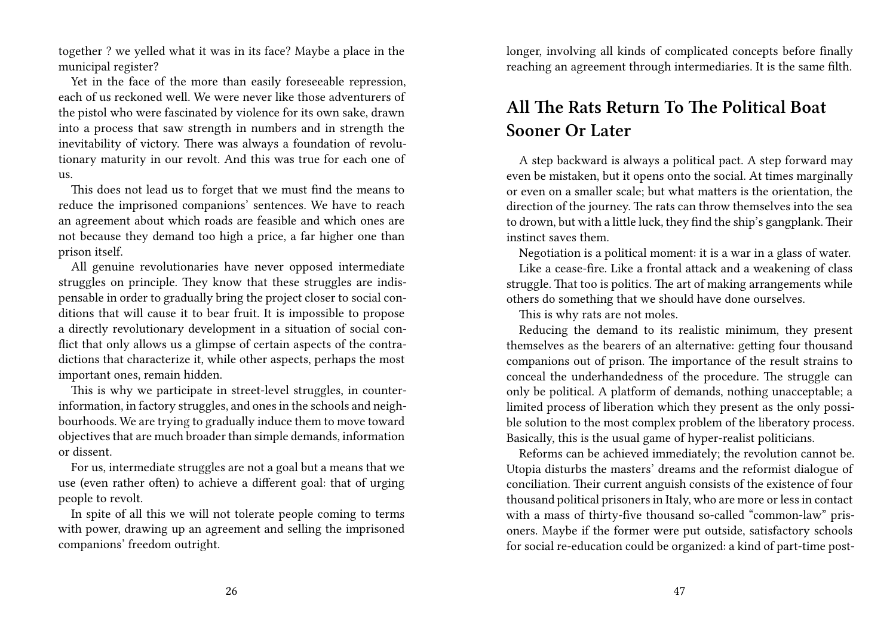together ? we yelled what it was in its face? Maybe a place in the municipal register?

Yet in the face of the more than easily foreseeable repression, each of us reckoned well. We were never like those adventurers of the pistol who were fascinated by violence for its own sake, drawn into a process that saw strength in numbers and in strength the inevitability of victory. There was always a foundation of revolutionary maturity in our revolt. And this was true for each one of us.

This does not lead us to forget that we must find the means to reduce the imprisoned companions' sentences. We have to reach an agreement about which roads are feasible and which ones are not because they demand too high a price, a far higher one than prison itself.

All genuine revolutionaries have never opposed intermediate struggles on principle. They know that these struggles are indispensable in order to gradually bring the project closer to social conditions that will cause it to bear fruit. It is impossible to propose a directly revolutionary development in a situation of social conflict that only allows us a glimpse of certain aspects of the contradictions that characterize it, while other aspects, perhaps the most important ones, remain hidden.

This is why we participate in street-level struggles, in counter-information, in factory struggles, and ones in the schools and neighbourhoods. We are trying to gradually induce them to move toward objectives that are much broader than simple demands, information or dissent.

For us, intermediate struggles are not a goal but a means that we use (even rather often) to achieve a different goal: that of urging people to revolt.

In spite of all this we will not tolerate people coming to terms with power, drawing up an agreement and selling the imprisoned companions' freedom outright.

longer, involving all kinds of complicated concepts before finally reaching an agreement through intermediaries. It is the same filth.

## All The Rats Return To The Political Boat Sooner Or Later

A step backward is always a political pact. A step forward may even be mistaken, but it opens onto the social. At times marginally or even on a smaller scale; but what matters is the orientation, the direction of the journey. The rats can throw themselves into the sea to drown, but with a little luck, they find the ship's gangplank. Their instinct saves them.

Negotiation is a political moment: it is a war in a glass of water.

Like a cease-fire. Like a frontal attack and a weakening of class struggle. That too is politics. The art of making arrangements while others do something that we should have done ourselves.

This is why rats are not moles.

Reducing the demand to its realistic minimum, they present themselves as the bearers of an alternative: getting four thousand companions out of prison. The importance of the result strains to conceal the underhandedness of the procedure. The struggle can only be political. A platform of demands, nothing unacceptable; a limited process of liberation which they present as the only possible solution to the most complex problem of the liberatory process. Basically, this is the usual game of hyper-realist politicians.

Reforms can be achieved immediately; the revolution cannot be. Utopia disturbs the masters' dreams and the reformist dialogue of conciliation. Their current anguish consists of the existence of four thousand political prisoners in Italy, who are more or less in contact with a mass of thirty-five thousand so-called "common-law" prisoners. Maybe if the former were put outside, satisfactory schools for social re-education could be organized: a kind of part-time post-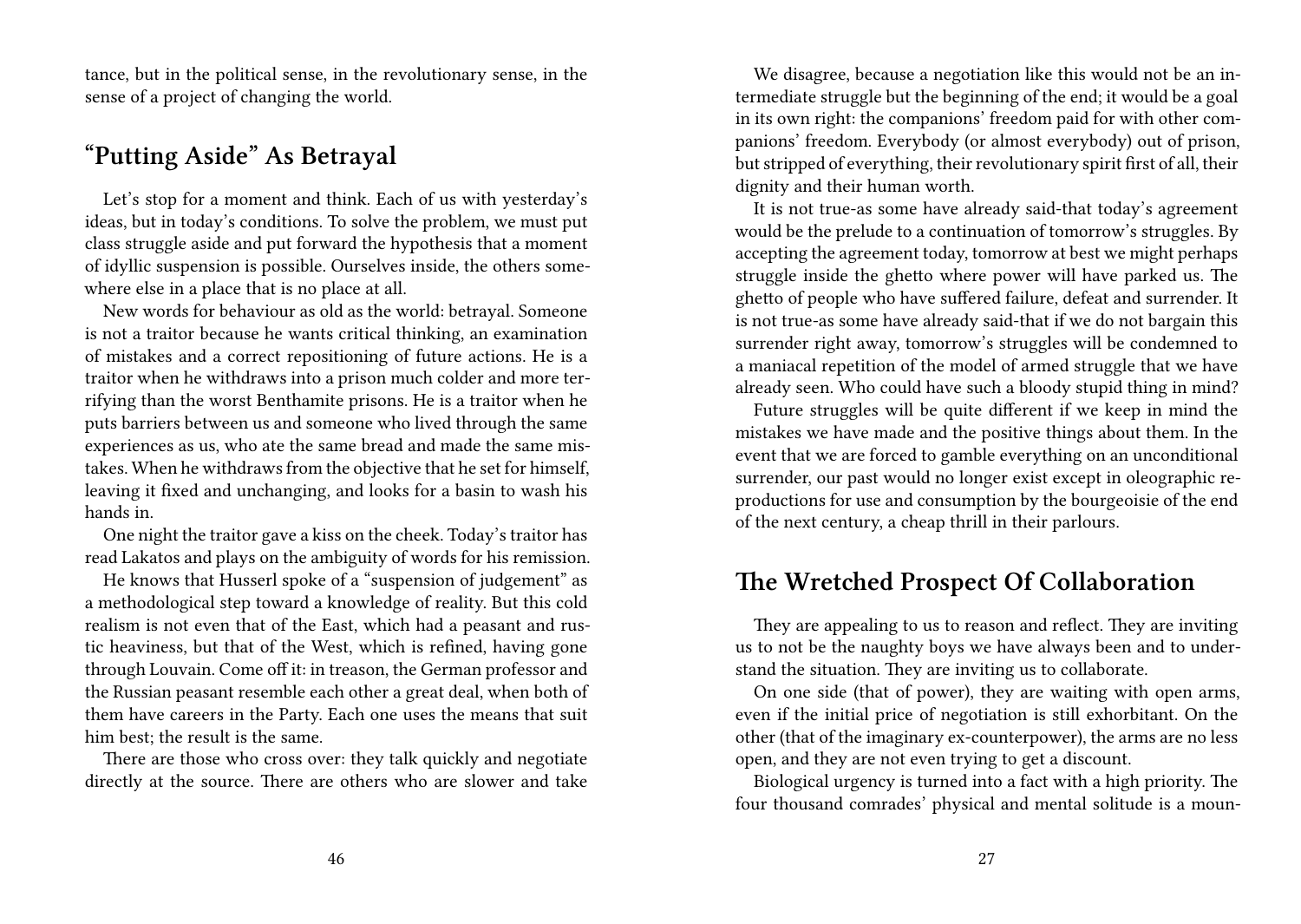tance, but in the political sense, in the revolutionary sense, in the sense of a project of changing the world.

## "Putting Aside" As Betrayal

Let's stop for a moment and think. Each of us with yesterday's ideas, but in today's conditions. To solve the problem, we must put class struggle aside and put forward the hypothesis that a moment of idyllic suspension is possible. Ourselves inside, the others somewhere else in a place that is no place at all.

New words for behaviour as old as the world: betrayal. Someone is not a traitor because he wants critical thinking, an examination of mistakes and a correct repositioning of future actions. He is a traitor when he withdraws into a prison much colder and more terrifying than the worst Benthamite prisons. He is a traitor when he puts barriers between us and someone who lived through the same experiences as us, who ate the same bread and made the same mistakes. When he withdraws from the objective that he set for himself, leaving it fixed and unchanging, and looks for a basin to wash his hands in.

One night the traitor gave a kiss on the cheek. Today's traitor has read Lakatos and plays on the ambiguity of words for his remission.

He knows that Husserl spoke of a "suspension of judgement" as a methodological step toward a knowledge of reality. But this cold realism is not even that of the East, which had a peasant and rustic heaviness, but that of the West, which is refined, having gone through Louvain. Come off it: in treason, the German professor and the Russian peasant resemble each other a great deal, when both of them have careers in the Party. Each one uses the means that suit him best; the result is the same.

There are those who cross over: they talk quickly and negotiate directly at the source. There are others who are slower and take

We disagree, because a negotiation like this would not be an intermediate struggle but the beginning of the end; it would be a goal in its own right: the companions' freedom paid for with other companions' freedom. Everybody (or almost everybody) out of prison, but stripped of everything, their revolutionary spirit first of all, their dignity and their human worth.

It is not true-as some have already said-that today's agreement would be the prelude to a continuation of tomorrow's struggles. By accepting the agreement today, tomorrow at best we might perhaps struggle inside the ghetto where power will have parked us. The ghetto of people who have suffered failure, defeat and surrender. It is not true-as some have already said-that if we do not bargain this surrender right away, tomorrow's struggles will be condemned to a maniacal repetition of the model of armed struggle that we have already seen. Who could have such a bloody stupid thing in mind?

Future struggles will be quite different if we keep in mind the mistakes we have made and the positive things about them. In the event that we are forced to gamble everything on an unconditional surrender, our past would no longer exist except in oleographic reproductions for use and consumption by the bourgeoisie of the end of the next century, a cheap thrill in their parlours.

## The Wretched Prospect Of Collaboration

They are appealing to us to reason and reflect. They are inviting us to not be the naughty boys we have always been and to understand the situation. They are inviting us to collaborate.

On one side (that of power), they are waiting with open arms, even if the initial price of negotiation is still exhorbitant. On the other (that of the imaginary ex-counterpower), the arms are no less open, and they are not even trying to get a discount.

Biological urgency is turned into a fact with a high priority. The four thousand comrades' physical and mental solitude is a moun-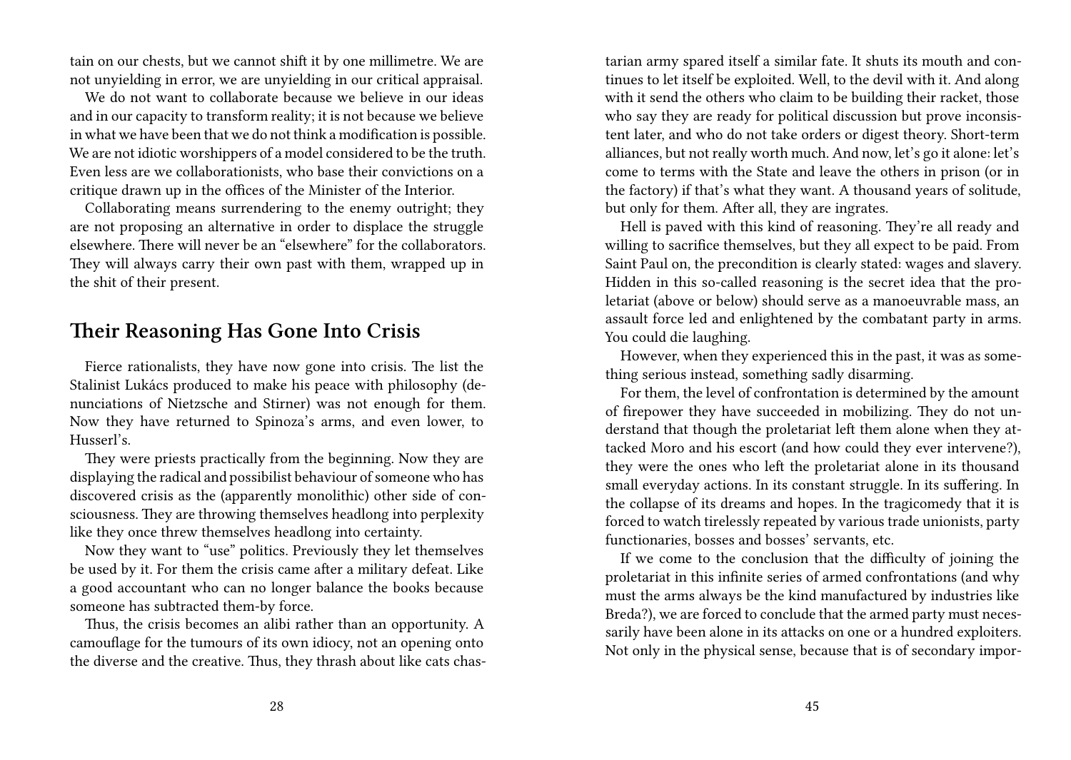tain on our chests, but we cannot shift it by one millimetre. We are not unyielding in error, we are unyielding in our critical appraisal.

We do not want to collaborate because we believe in our ideas and in our capacity to transform reality; it is not because we believe in what we have been that we do not think a modification is possible. We are not idiotic worshippers of a model considered to be the truth. Even less are we collaborationists, who base their convictions on a critique drawn up in the offices of the Minister of the Interior.

Collaborating means surrendering to the enemy outright; they are not proposing an alternative in order to displace the struggle elsewhere. There will never be an "elsewhere" for the collaborators. They will always carry their own past with them, wrapped up in the shit of their present.

## Their Reasoning Has Gone Into Crisis

Fierce rationalists, they have now gone into crisis. The list the Stalinist Lukács produced to make his peace with philosophy (denunciations of Nietzsche and Stirner) was not enough for them. Now they have returned to Spinoza's arms, and even lower, to Husserl's.

They were priests practically from the beginning. Now they are displaying the radical and possibilist behaviour of someone who has discovered crisis as the (apparently monolithic) other side of consciousness. They are throwing themselves headlong into perplexity like they once threw themselves headlong into certainty.

Now they want to "use" politics. Previously they let themselves be used by it. For them the crisis came after a military defeat. Like a good accountant who can no longer balance the books because someone has subtracted them-by force.

Thus, the crisis becomes an alibi rather than an opportunity. A camouflage for the tumours of its own idiocy, not an opening onto the diverse and the creative. Thus, they thrash about like cats chas-

tarian army spared itself a similar fate. It shuts its mouth and continues to let itself be exploited. Well, to the devil with it. And along with it send the others who claim to be building their racket, those who say they are ready for political discussion but prove inconsistent later, and who do not take orders or digest theory. Short-term alliances, but not really worth much. And now, let's go it alone: let's come to terms with the State and leave the others in prison (or in the factory) if that's what they want. A thousand years of solitude, but only for them. After all, they are ingrates.

Hell is paved with this kind of reasoning. They're all ready and willing to sacrifice themselves, but they all expect to be paid. From Saint Paul on, the precondition is clearly stated: wages and slavery. Hidden in this so-called reasoning is the secret idea that the proletariat (above or below) should serve as a manoeuvrable mass, an assault force led and enlightened by the combatant party in arms. You could die laughing.

However, when they experienced this in the past, it was as something serious instead, something sadly disarming.

For them, the level of confrontation is determined by the amount of firepower they have succeeded in mobilizing. They do not understand that though the proletariat left them alone when they attacked Moro and his escort (and how could they ever intervene?), they were the ones who left the proletariat alone in its thousand small everyday actions. In its constant struggle. In its suffering. In the collapse of its dreams and hopes. In the tragicomedy that it is forced to watch tirelessly repeated by various trade unionists, party functionaries, bosses and bosses' servants, etc.

If we come to the conclusion that the difficulty of joining the proletariat in this infinite series of armed confrontations (and why must the arms always be the kind manufactured by industries like Breda?), we are forced to conclude that the armed party must necessarily have been alone in its attacks on one or a hundred exploiters. Not only in the physical sense, because that is of secondary impor-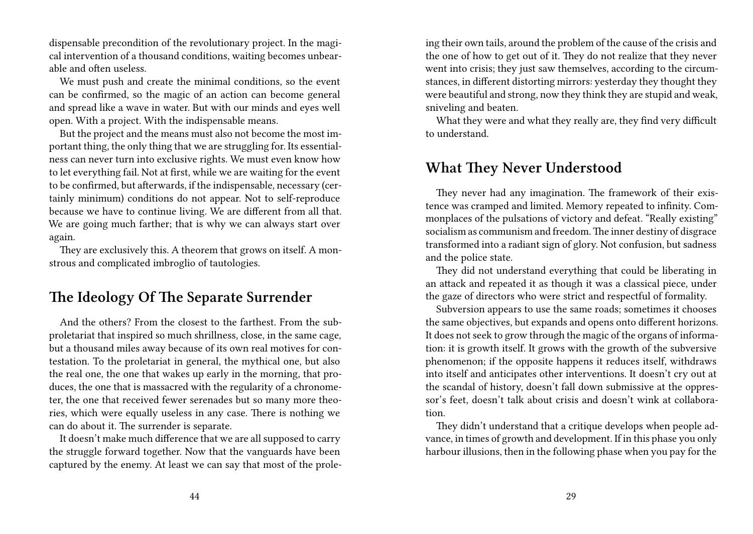dispensable precondition of the revolutionary project. In the magical intervention of a thousand conditions, waiting becomes unbearable and often useless.

We must push and create the minimal conditions, so the event can be confirmed, so the magic of an action can become general and spread like a wave in water. But with our minds and eyes well open. With a project. With the indispensable means.

But the project and the means must also not become the most important thing, the only thing that we are struggling for. Its essentialness can never turn into exclusive rights. We must even know how to let everything fail. Not at first, while we are waiting for the event to be confirmed, but afterwards, if the indispensable, necessary (certainly minimum) conditions do not appear. Not to self-reproduce because we have to continue living. We are different from all that. We are going much farther; that is why we can always start over again.

They are exclusively this. A theorem that grows on itself. A monstrous and complicated imbroglio of tautologies.

## The Ideology Of The Separate Surrender

And the others? From the closest to the farthest. From the subproletariat that inspired so much shrillness, close, in the same cage, but a thousand miles away because of its own real motives for contestation. To the proletariat in general, the mythical one, but also the real one, the one that wakes up early in the morning, that produces, the one that is massacred with the regularity of a chronometer, the one that received fewer serenades but so many more theories, which were equally useless in any case. There is nothing we can do about it. The surrender is separate.

It doesn't make much difference that we are all supposed to carry the struggle forward together. Now that the vanguards have been captured by the enemy. At least we can say that most of the prole-

ing their own tails, around the problem of the cause of the crisis and the one of how to get out of it. They do not realize that they never went into crisis; they just saw themselves, according to the circumstances, in different distorting mirrors: yesterday they thought they were beautiful and strong, now they think they are stupid and weak, sniveling and beaten.

What they were and what they really are, they find very difficult to understand.

## What They Never Understood

They never had any imagination. The framework of their existence was cramped and limited. Memory repeated to infinity. Commonplaces of the pulsations of victory and defeat. "Really existing" socialism as communism and freedom. The inner destiny of disgrace transformed into a radiant sign of glory. Not confusion, but sadness and the police state.

They did not understand everything that could be liberating in an attack and repeated it as though it was a classical piece, under the gaze of directors who were strict and respectful of formality.

Subversion appears to use the same roads; sometimes it chooses the same objectives, but expands and opens onto different horizons. It does not seek to grow through the magic of the organs of information: it is growth itself. It grows with the growth of the subversive phenomenon; if the opposite happens it reduces itself, withdraws into itself and anticipates other interventions. It doesn't cry out at the scandal of history, doesn't fall down submissive at the oppressor's feet, doesn't talk about crisis and doesn't wink at collaboration.

They didn't understand that a critique develops when people advance, in times of growth and development. If in this phase you only harbour illusions, then in the following phase when you pay for the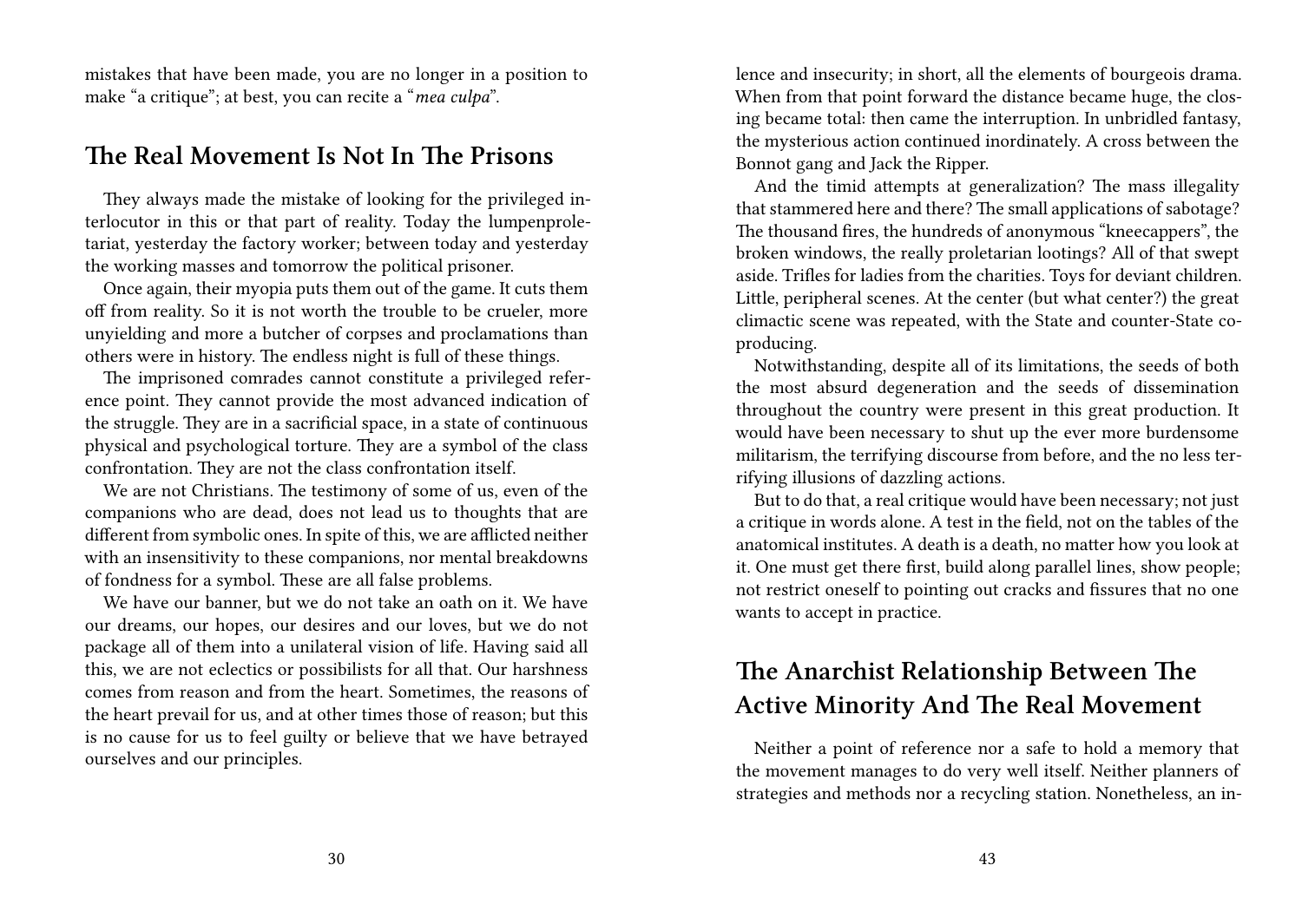mistakes that have been made, you are no longer in a position to make "a critique"; at best, you can recite a "*mea culpa*".

## The Real Movement Is Not In The Prisons

They always made the mistake of looking for the privileged interlocutor in this or that part of reality. Today the lumpenproletariat, yesterday the factory worker; between today and yesterday the working masses and tomorrow the political prisoner.

Once again, their myopia puts them out of the game. It cuts them off from reality. So it is not worth the trouble to be crueler, more unyielding and more a butcher of corpses and proclamations than others were in history. The endless night is full of these things.

The imprisoned comrades cannot constitute a privileged reference point. They cannot provide the most advanced indication of the struggle. They are in a sacrificial space, in a state of continuous physical and psychological torture. They are a symbol of the class confrontation. They are not the class confrontation itself.

We are not Christians. The testimony of some of us, even of the companions who are dead, does not lead us to thoughts that are different from symbolic ones. In spite of this, we are afflicted neither with an insensitivity to these companions, nor mental breakdowns of fondness for a symbol. These are all false problems.

We have our banner, but we do not take an oath on it. We have our dreams, our hopes, our desires and our loves, but we do not package all of them into a unilateral vision of life. Having said all this, we are not eclectics or possibilists for all that. Our harshness comes from reason and from the heart. Sometimes, the reasons of the heart prevail for us, and at other times those of reason; but this is no cause for us to feel guilty or believe that we have betrayed ourselves and our principles.

lence and insecurity; in short, all the elements of bourgeois drama. When from that point forward the distance became huge, the closing became total: then came the interruption. In unbridled fantasy, the mysterious action continued inordinately. A cross between the Bonnot gang and Jack the Ripper.

And the timid attempts at generalization? The mass illegality that stammered here and there? The small applications of sabotage? The thousand fires, the hundreds of anonymous "kneecappers", the broken windows, the really proletarian lootings? All of that swept aside. Trifles for ladies from the charities. Toys for deviant children. Little, peripheral scenes. At the center (but what center?) the great climactic scene was repeated, with the State and counter-State co-producing.

Notwithstanding, despite all of its limitations, the seeds of both the most absurd degeneration and the seeds of dissemination throughout the country were present in this great production. It would have been necessary to shut up the ever more burdensome militarism, the terrifying discourse from before, and the no less terrifying illusions of dazzling actions.

But to do that, a real critique would have been necessary; not just a critique in words alone. A test in the field, not on the tables of the anatomical institutes. A death is a death, no matter how you look at it. One must get there first, build along parallel lines, show people; not restrict oneself to pointing out cracks and fissures that no one wants to accept in practice.

## The Anarchist Relationship Between The Active Minority And The Real Movement

Neither a point of reference nor a safe to hold a memory that the movement manages to do very well itself. Neither planners of strategies and methods nor a recycling station. Nonetheless, an in-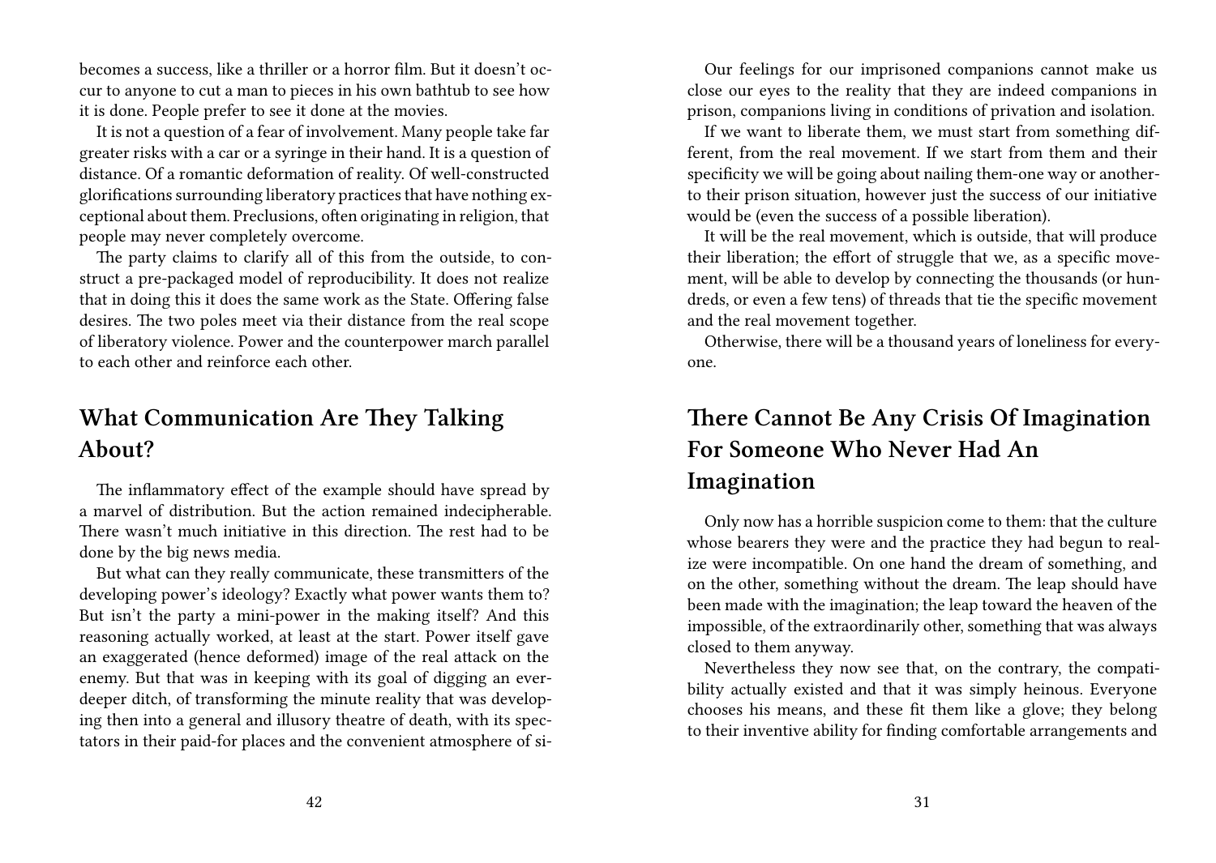becomes a success, like a thriller or a horror film. But it doesn't occur to anyone to cut a man to pieces in his own bathtub to see how it is done. People prefer to see it done at the movies.

It is not a question of a fear of involvement. Many people take far greater risks with a car or a syringe in their hand. It is a question of distance. Of a romantic deformation of reality. Of well-constructed glorifications surrounding liberatory practices that have nothing exceptional about them. Preclusions, often originating in religion, that people may never completely overcome.

The party claims to clarify all of this from the outside, to construct a pre-packaged model of reproducibility. It does not realize that in doing this it does the same work as the State. Offering false desires. The two poles meet via their distance from the real scope of liberatory violence. Power and the counterpower march parallel to each other and reinforce each other.

## What Communication Are They Talking About?

The inflammatory effect of the example should have spread by a marvel of distribution. But the action remained indecipherable. There wasn't much initiative in this direction. The rest had to be done by the big news media.

But what can they really communicate, these transmitters of the developing power's ideology? Exactly what power wants them to? But isn't the party a mini-power in the making itself? And this reasoning actually worked, at least at the start. Power itself gave an exaggerated (hence deformed) image of the real attack on the enemy. But that was in keeping with its goal of digging an ever-deeper ditch, of transforming the minute reality that was developing then into a general and illusory theatre of death, with its spectators in their paid-for places and the convenient atmosphere of si-

Our feelings for our imprisoned companions cannot make us close our eyes to the reality that they are indeed companions in prison, companions living in conditions of privation and isolation.

If we want to liberate them, we must start from something different, from the real movement. If we start from them and their specificity we will be going about nailing them-one way or another-to their prison situation, however just the success of our initiative would be (even the success of a possible liberation).

It will be the real movement, which is outside, that will produce their liberation; the effort of struggle that we, as a specific movement, will be able to develop by connecting the thousands (or hundreds, or even a few tens) of threads that tie the specific movement and the real movement together.

Otherwise, there will be a thousand years of loneliness for everyone.

## There Cannot Be Any Crisis Of Imagination For Someone Who Never Had An Imagination

Only now has a horrible suspicion come to them: that the culture whose bearers they were and the practice they had begun to realize were incompatible. On one hand the dream of something, and on the other, something without the dream. The leap should have been made with the imagination; the leap toward the heaven of the impossible, of the extraordinarily other, something that was always closed to them anyway.

Nevertheless they now see that, on the contrary, the compatibility actually existed and that it was simply heinous. Everyone chooses his means, and these fit them like a glove; they belong to their inventive ability for finding comfortable arrangements and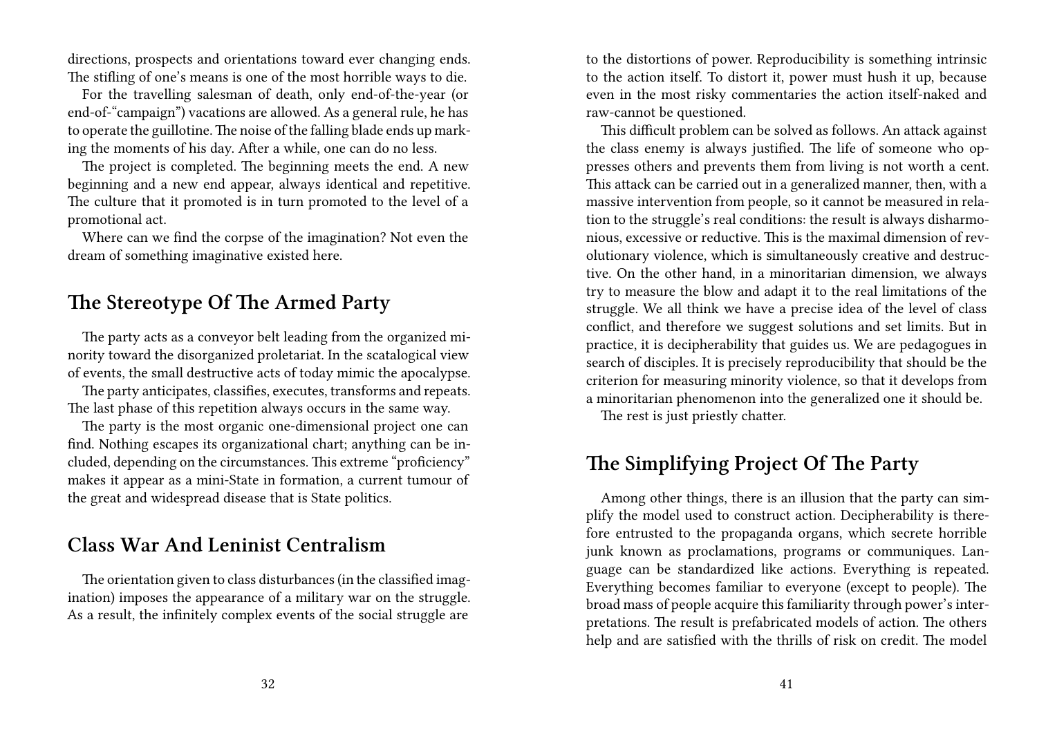directions, prospects and orientations toward ever changing ends. The stifling of one's means is one of the most horrible ways to die.

For the travelling salesman of death, only end-of-the-year (or end-of-"campaign") vacations are allowed. As a general rule, he has to operate the guillotine. The noise of the falling blade ends up marking the moments of his day. After a while, one can do no less.

The project is completed. The beginning meets the end. A new beginning and a new end appear, always identical and repetitive. The culture that it promoted is in turn promoted to the level of a promotional act.

Where can we find the corpse of the imagination? Not even the dream of something imaginative existed here.

## The Stereotype Of The Armed Party

The party acts as a conveyor belt leading from the organized minority toward the disorganized proletariat. In the scatalogical view of events, the small destructive acts of today mimic the apocalypse.

The party anticipates, classifies, executes, transforms and repeats. The last phase of this repetition always occurs in the same way.

The party is the most organic one-dimensional project one can find. Nothing escapes its organizational chart; anything can be included, depending on the circumstances. This extreme "proficiency" makes it appear as a mini-State in formation, a current tumour of the great and widespread disease that is State politics.

## Class War And Leninist Centralism

The orientation given to class disturbances (in the classified imagination) imposes the appearance of a military war on the struggle. As a result, the infinitely complex events of the social struggle are

to the distortions of power. Reproducibility is something intrinsic to the action itself. To distort it, power must hush it up, because even in the most risky commentaries the action itself-naked and raw-cannot be questioned.

This difficult problem can be solved as follows. An attack against the class enemy is always justified. The life of someone who oppresses others and prevents them from living is not worth a cent. This attack can be carried out in a generalized manner, then, with a massive intervention from people, so it cannot be measured in relation to the struggle's real conditions: the result is always disharmonious, excessive or reductive. This is the maximal dimension of revolutionary violence, which is simultaneously creative and destructive. On the other hand, in a minoritarian dimension, we always try to measure the blow and adapt it to the real limitations of the struggle. We all think we have a precise idea of the level of class conflict, and therefore we suggest solutions and set limits. But in practice, it is decipherability that guides us. We are pedagogues in search of disciples. It is precisely reproducibility that should be the criterion for measuring minority violence, so that it develops from a minoritarian phenomenon into the generalized one it should be.

The rest is just priestly chatter.

## The Simplifying Project Of The Party

Among other things, there is an illusion that the party can simplify the model used to construct action. Decipherability is therefore entrusted to the propaganda organs, which secrete horrible junk known as proclamations, programs or communiques. Language can be standardized like actions. Everything is repeated. Everything becomes familiar to everyone (except to people). The broad mass of people acquire this familiarity through power's interpretations. The result is prefabricated models of action. The others help and are satisfied with the thrills of risk on credit. The model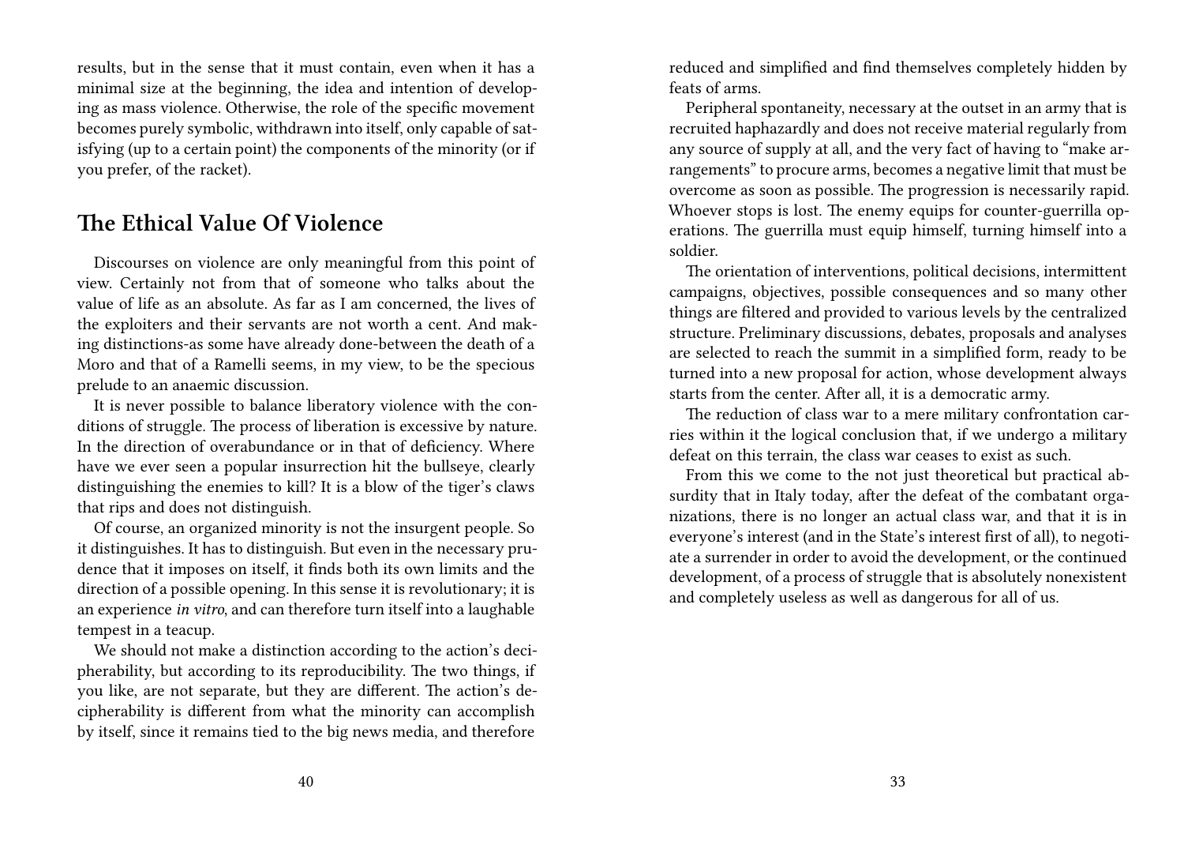results, but in the sense that it must contain, even when it has a minimal size at the beginning, the idea and intention of developing as mass violence. Otherwise, the role of the specific movement becomes purely symbolic, withdrawn into itself, only capable of satisfying (up to a certain point) the components of the minority (or if you prefer, of the racket).

## The Ethical Value Of Violence

Discourses on violence are only meaningful from this point of view. Certainly not from that of someone who talks about the value of life as an absolute. As far as I am concerned, the lives of the exploiters and their servants are not worth a cent. And making distinctions-as some have already done-between the death of a Moro and that of a Ramelli seems, in my view, to be the specious prelude to an anaemic discussion.

It is never possible to balance liberatory violence with the conditions of struggle. The process of liberation is excessive by nature. In the direction of overabundance or in that of deficiency. Where have we ever seen a popular insurrection hit the bullseye, clearly distinguishing the enemies to kill? It is a blow of the tiger's claws that rips and does not distinguish.

Of course, an organized minority is not the insurgent people. So it distinguishes. It has to distinguish. But even in the necessary prudence that it imposes on itself, it finds both its own limits and the direction of a possible opening. In this sense it is revolutionary; it is an experience *in vitro*, and can therefore turn itself into a laughable tempest in a teacup.

We should not make a distinction according to the action's decipherability, but according to its reproducibility. The two things, if you like, are not separate, but they are different. The action's decipherability is different from what the minority can accomplish by itself, since it remains tied to the big news media, and therefore

reduced and simplified and find themselves completely hidden by feats of arms.

Peripheral spontaneity, necessary at the outset in an army that is recruited haphazardly and does not receive material regularly from any source of supply at all, and the very fact of having to "make arrangements" to procure arms, becomes a negative limit that must be overcome as soon as possible. The progression is necessarily rapid. Whoever stops is lost. The enemy equips for counter-guerrilla operations. The guerrilla must equip himself, turning himself into a soldier.

The orientation of interventions, political decisions, intermittent campaigns, objectives, possible consequences and so many other things are filtered and provided to various levels by the centralized structure. Preliminary discussions, debates, proposals and analyses are selected to reach the summit in a simplified form, ready to be turned into a new proposal for action, whose development always starts from the center. After all, it is a democratic army.

The reduction of class war to a mere military confrontation carries within it the logical conclusion that, if we undergo a military defeat on this terrain, the class war ceases to exist as such.

From this we come to the not just theoretical but practical absurdity that in Italy today, after the defeat of the combatant organizations, there is no longer an actual class war, and that it is in everyone's interest (and in the State's interest first of all), to negotiate a surrender in order to avoid the development, or the continued development, of a process of struggle that is absolutely nonexistent and completely useless as well as dangerous for all of us.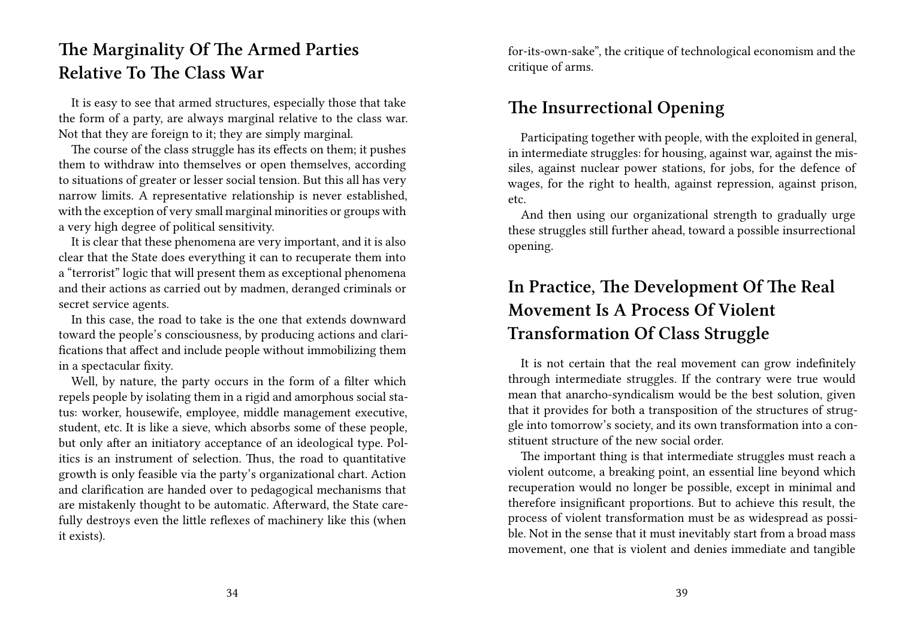## The Marginality Of The Armed Parties Relative To The Class War

It is easy to see that armed structures, especially those that take the form of a party, are always marginal relative to the class war. Not that they are foreign to it; they are simply marginal.

The course of the class struggle has its effects on them; it pushes them to withdraw into themselves or open themselves, according to situations of greater or lesser social tension. But this all has very narrow limits. A representative relationship is never established, with the exception of very small marginal minorities or groups with a very high degree of political sensitivity.

It is clear that these phenomena are very important, and it is also clear that the State does everything it can to recuperate them into a "terrorist" logic that will present them as exceptional phenomena and their actions as carried out by madmen, deranged criminals or secret service agents.

In this case, the road to take is the one that extends downward toward the people's consciousness, by producing actions and clarifications that affect and include people without immobilizing them in a spectacular fixity.

Well, by nature, the party occurs in the form of a filter which repels people by isolating them in a rigid and amorphous social status: worker, housewife, employee, middle management executive, student, etc. It is like a sieve, which absorbs some of these people, but only after an initiatory acceptance of an ideological type. Politics is an instrument of selection. Thus, the road to quantitative growth is only feasible via the party's organizational chart. Action and clarification are handed over to pedagogical mechanisms that are mistakenly thought to be automatic. Afterward, the State carefully destroys even the little reflexes of machinery like this (when it exists).

for-its-own-sake", the critique of technological economism and the critique of arms.

## The Insurrectional Opening

Participating together with people, with the exploited in general, in intermediate struggles: for housing, against war, against the missiles, against nuclear power stations, for jobs, for the defence of wages, for the right to health, against repression, against prison, etc.

And then using our organizational strength to gradually urge these struggles still further ahead, toward a possible insurrectional opening.

## In Practice, The Development Of The Real Movement Is A Process Of Violent Transformation Of Class Struggle

It is not certain that the real movement can grow indefinitely through intermediate struggles. If the contrary were true would mean that anarcho-syndicalism would be the best solution, given that it provides for both a transposition of the structures of struggle into tomorrow's society, and its own transformation into a constituent structure of the new social order.

The important thing is that intermediate struggles must reach a violent outcome, a breaking point, an essential line beyond which recuperation would no longer be possible, except in minimal and therefore insignificant proportions. But to achieve this result, the process of violent transformation must be as widespread as possible. Not in the sense that it must inevitably start from a broad mass movement, one that is violent and denies immediate and tangible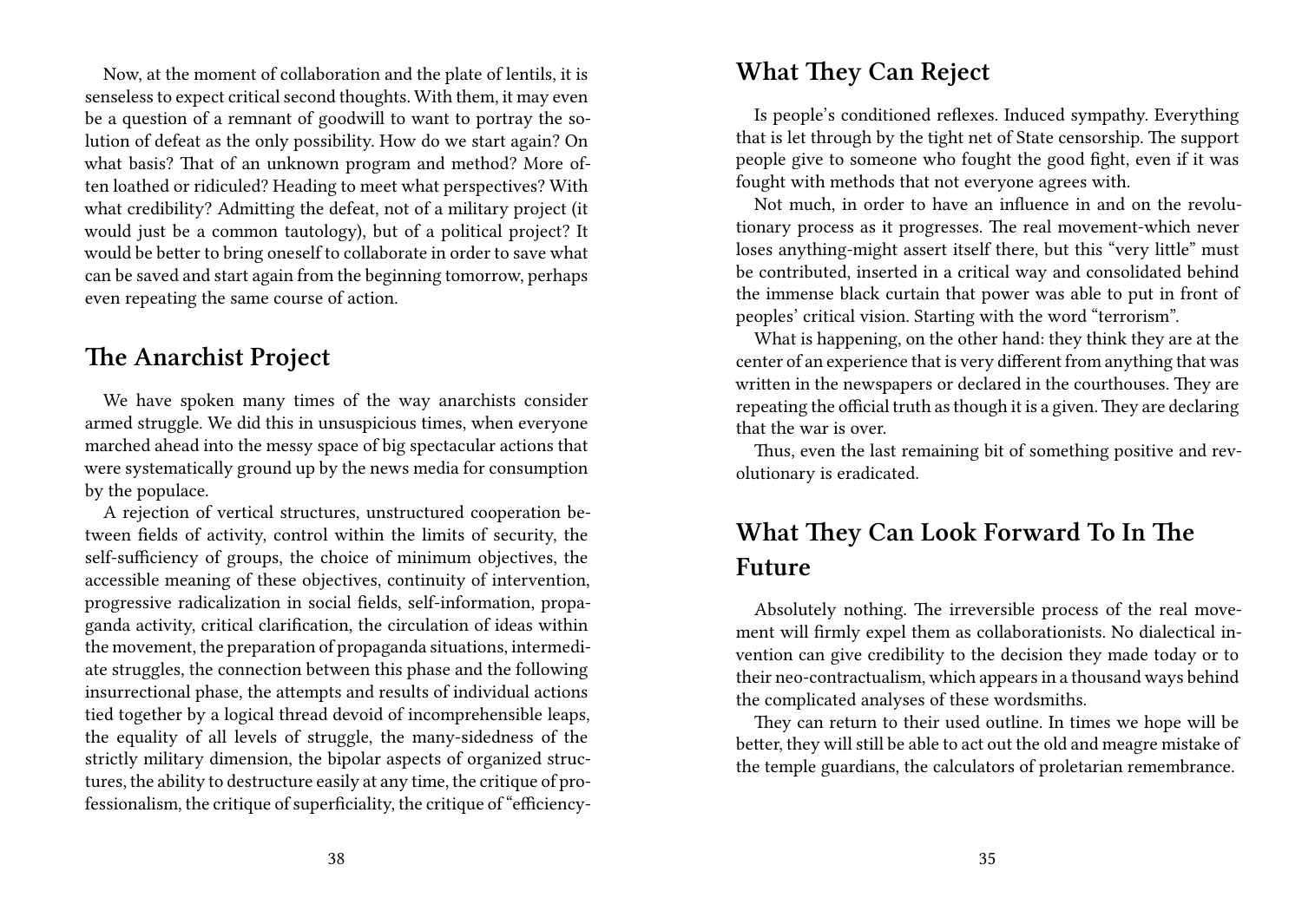Now, at the moment of collaboration and the plate of lentils, it is senseless to expect critical second thoughts. With them, it may even be a question of a remnant of goodwill to want to portray the solution of defeat as the only possibility. How do we start again? On what basis? That of an unknown program and method? More often loathed or ridiculed? Heading to meet what perspectives? With what credibility? Admitting the defeat, not of a military project (it would just be a common tautology), but of a political project? It would be better to bring oneself to collaborate in order to save what can be saved and start again from the beginning tomorrow, perhaps even repeating the same course of action.

## The Anarchist Project

We have spoken many times of the way anarchists consider armed struggle. We did this in unsuspicious times, when everyone marched ahead into the messy space of big spectacular actions that were systematically ground up by the news media for consumption by the populace.

A rejection of vertical structures, unstructured cooperation between fields of activity, control within the limits of security, the self-sufficiency of groups, the choice of minimum objectives, the accessible meaning of these objectives, continuity of intervention, progressive radicalization in social fields, self-information, propaganda activity, critical clarification, the circulation of ideas within the movement, the preparation of propaganda situations, intermediate struggles, the connection between this phase and the following insurrectional phase, the attempts and results of individual actions tied together by a logical thread devoid of incomprehensible leaps, the equality of all levels of struggle, the many-sidedness of the strictly military dimension, the bipolar aspects of organized structures, the ability to destructure easily at any time, the critique of professionalism, the critique of superficiality, the critique of "efficiency-

## What They Can Reject

Is people's conditioned reflexes. Induced sympathy. Everything that is let through by the tight net of State censorship. The support people give to someone who fought the good fight, even if it was fought with methods that not everyone agrees with.

Not much, in order to have an influence in and on the revolutionary process as it progresses. The real movement-which never loses anything-might assert itself there, but this "very little" must be contributed, inserted in a critical way and consolidated behind the immense black curtain that power was able to put in front of peoples' critical vision. Starting with the word "terrorism".

What is happening, on the other hand: they think they are at the center of an experience that is very different from anything that was written in the newspapers or declared in the courthouses. They are repeating the official truth as though it is a given. They are declaring that the war is over.

Thus, even the last remaining bit of something positive and revolutionary is eradicated.

## What They Can Look Forward To In The Future

Absolutely nothing. The irreversible process of the real movement will firmly expel them as collaborationists. No dialectical invention can give credibility to the decision they made today or to their neo-contractualism, which appears in a thousand ways behind the complicated analyses of these wordsmiths.

They can return to their used outline. In times we hope will be better, they will still be able to act out the old and meagre mistake of the temple guardians, the calculators of proletarian remembrance.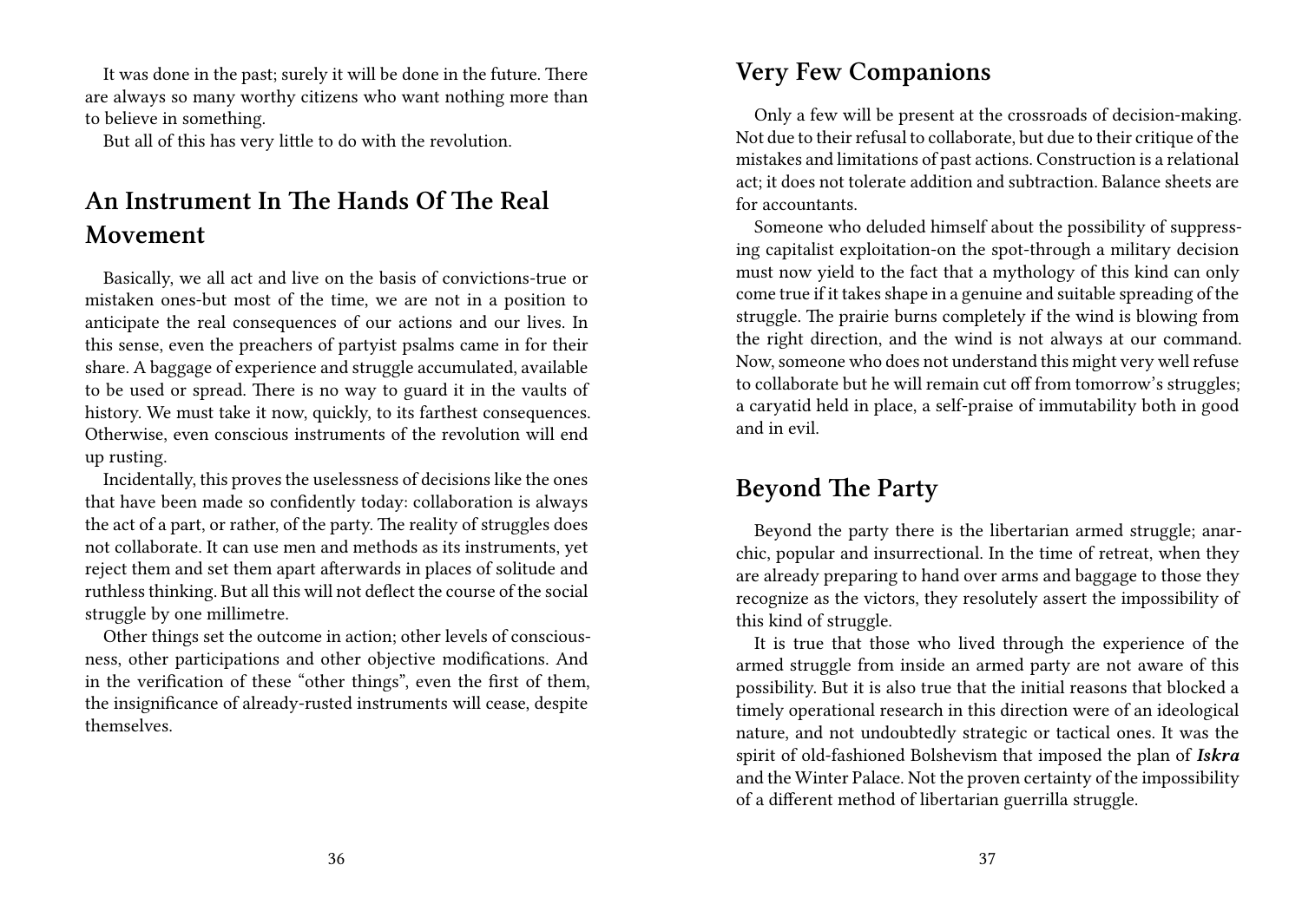It was done in the past; surely it will be done in the future. There are always so many worthy citizens who want nothing more than to believe in something.

But all of this has very little to do with the revolution.

## An Instrument In The Hands Of The Real Movement

Basically, we all act and live on the basis of convictions-true or mistaken ones-but most of the time, we are not in a position to anticipate the real consequences of our actions and our lives. In this sense, even the preachers of partyist psalms came in for their share. A baggage of experience and struggle accumulated, available to be used or spread. There is no way to guard it in the vaults of history. We must take it now, quickly, to its farthest consequences. Otherwise, even conscious instruments of the revolution will end up rusting.

Incidentally, this proves the uselessness of decisions like the ones that have been made so confidently today: collaboration is always the act of a part, or rather, of the party. The reality of struggles does not collaborate. It can use men and methods as its instruments, yet reject them and set them apart afterwards in places of solitude and ruthless thinking. But all this will not deflect the course of the social struggle by one millimetre.

Other things set the outcome in action; other levels of consciousness, other participations and other objective modifications. And in the verification of these "other things", even the first of them, the insignificance of already-rusted instruments will cease, despite themselves.

## Very Few Companions

Only a few will be present at the crossroads of decision-making. Not due to their refusal to collaborate, but due to their critique of the mistakes and limitations of past actions. Construction is a relational act; it does not tolerate addition and subtraction. Balance sheets are for accountants.

Someone who deluded himself about the possibility of suppressing capitalist exploitation-on the spot-through a military decision must now yield to the fact that a mythology of this kind can only come true if it takes shape in a genuine and suitable spreading of the struggle. The prairie burns completely if the wind is blowing from the right direction, and the wind is not always at our command. Now, someone who does not understand this might very well refuse to collaborate but he will remain cut off from tomorrow's struggles; a caryatid held in place, a self-praise of immutability both in good and in evil.

## Beyond The Party

Beyond the party there is the libertarian armed struggle; anarchic, popular and insurrectional. In the time of retreat, when they are already preparing to hand over arms and baggage to those they recognize as the victors, they resolutely assert the impossibility of this kind of struggle.

It is true that those who lived through the experience of the armed struggle from inside an armed party are not aware of this possibility. But it is also true that the initial reasons that blocked a timely operational research in this direction were of an ideological nature, and not undoubtedly strategic or tactical ones. It was the spirit of old-fashioned Bolshevism that imposed the plan of ***Iskra*** and the Winter Palace. Not the proven certainty of the impossibility of a different method of libertarian guerrilla struggle.